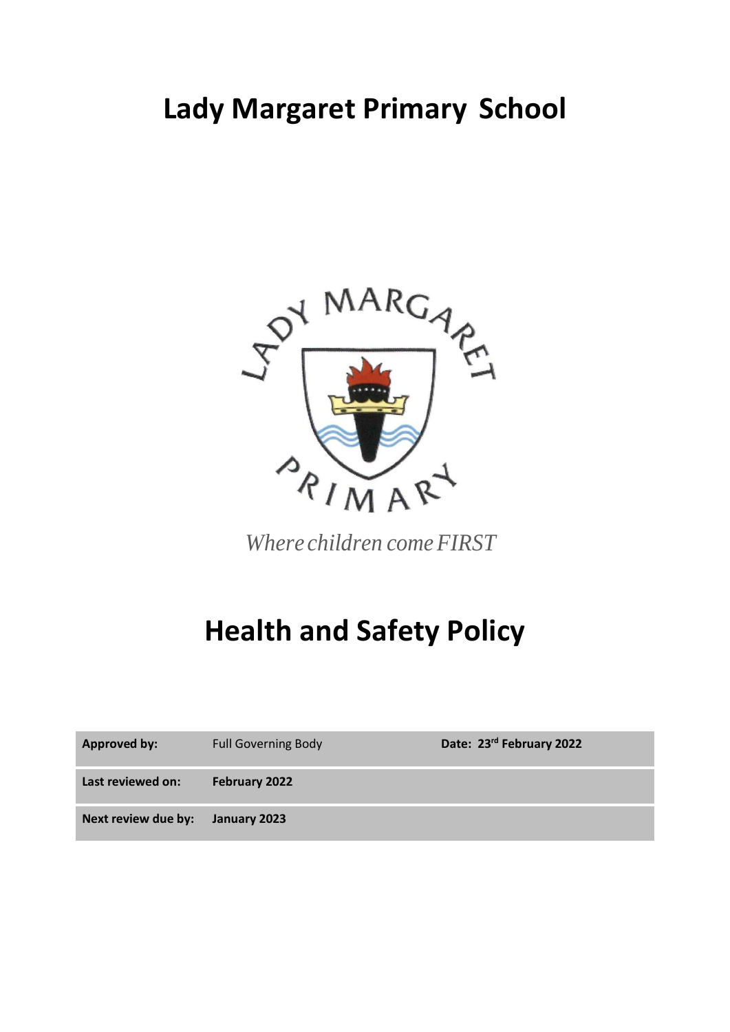# Lady Margaret Primary School

*Where children come FIRST*

# Health and Safety Policy

| Approved by: | Full Governing Body | Date: 23rd February 2022 |
|---|---|---|
| Last reviewed on: | February 2022 | |
| Next review due by: | January 2023 | |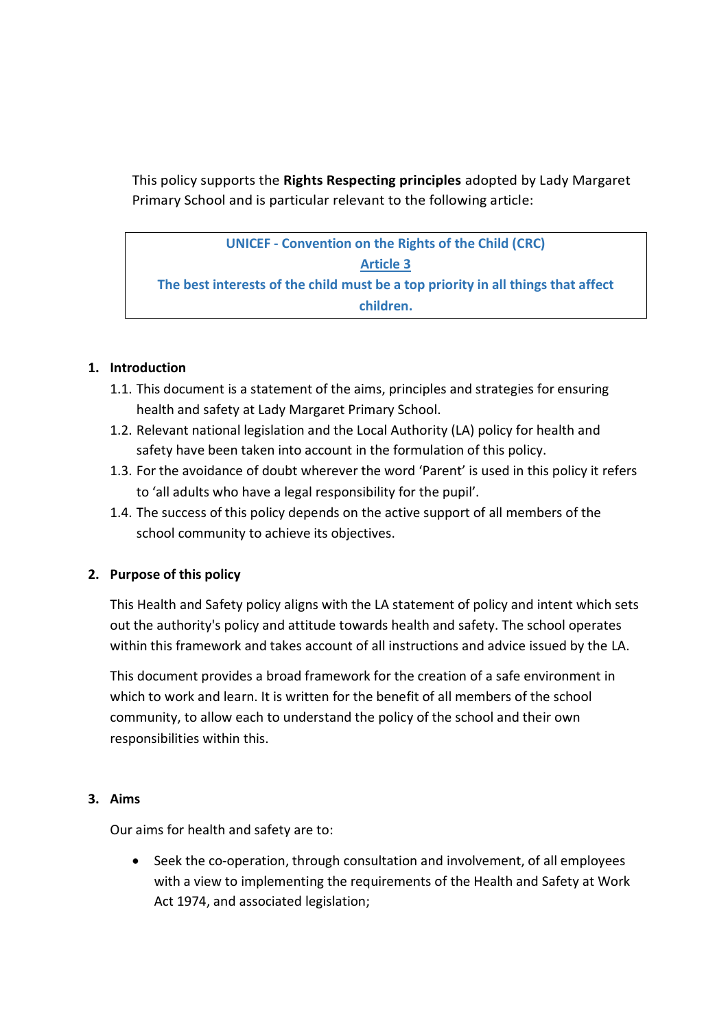This policy supports the **Rights Respecting principles** adopted by Lady Margaret Primary School and is particular relevant to the following article:

> **UNICEF - Convention on the Rights of the Child (CRC)**
> **Article 3**
> **The best interests of the child must be a top priority in all things that affect children.**

## 1. Introduction

1.1. This document is a statement of the aims, principles and strategies for ensuring health and safety at Lady Margaret Primary School.

1.2. Relevant national legislation and the Local Authority (LA) policy for health and safety have been taken into account in the formulation of this policy.

1.3. For the avoidance of doubt wherever the word 'Parent' is used in this policy it refers to 'all adults who have a legal responsibility for the pupil'.

1.4. The success of this policy depends on the active support of all members of the school community to achieve its objectives.

## 2. Purpose of this policy

This Health and Safety policy aligns with the LA statement of policy and intent which sets out the authority's policy and attitude towards health and safety. The school operates within this framework and takes account of all instructions and advice issued by the LA.

This document provides a broad framework for the creation of a safe environment in which to work and learn. It is written for the benefit of all members of the school community, to allow each to understand the policy of the school and their own responsibilities within this.

## 3. Aims

Our aims for health and safety are to:

- Seek the co-operation, through consultation and involvement, of all employees with a view to implementing the requirements of the Health and Safety at Work Act 1974, and associated legislation;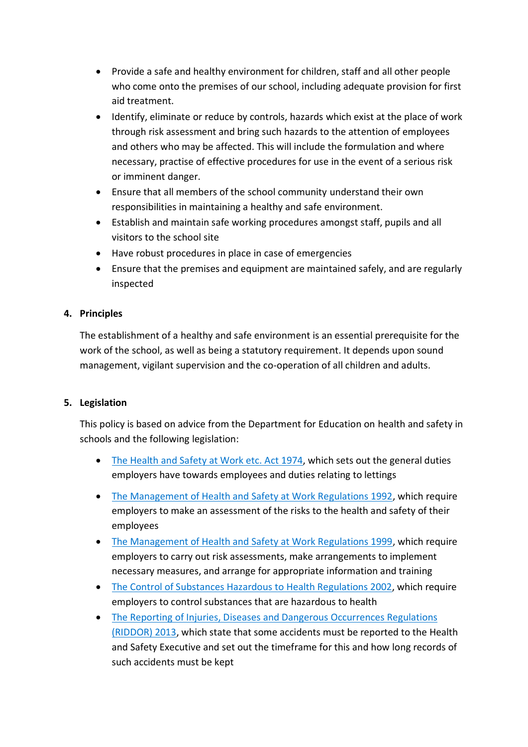- Provide a safe and healthy environment for children, staff and all other people who come onto the premises of our school, including adequate provision for first aid treatment.
- Identify, eliminate or reduce by controls, hazards which exist at the place of work through risk assessment and bring such hazards to the attention of employees and others who may be affected. This will include the formulation and where necessary, practise of effective procedures for use in the event of a serious risk or imminent danger.
- Ensure that all members of the school community understand their own responsibilities in maintaining a healthy and safe environment.
- Establish and maintain safe working procedures amongst staff, pupils and all visitors to the school site
- Have robust procedures in place in case of emergencies
- Ensure that the premises and equipment are maintained safely, and are regularly inspected

## 4. Principles

The establishment of a healthy and safe environment is an essential prerequisite for the work of the school, as well as being a statutory requirement. It depends upon sound management, vigilant supervision and the co-operation of all children and adults.

## 5. Legislation

This policy is based on advice from the Department for Education on health and safety in schools and the following legislation:

- The Health and Safety at Work etc. Act 1974, which sets out the general duties employers have towards employees and duties relating to lettings
- The Management of Health and Safety at Work Regulations 1992, which require employers to make an assessment of the risks to the health and safety of their employees
- The Management of Health and Safety at Work Regulations 1999, which require employers to carry out risk assessments, make arrangements to implement necessary measures, and arrange for appropriate information and training
- The Control of Substances Hazardous to Health Regulations 2002, which require employers to control substances that are hazardous to health
- The Reporting of Injuries, Diseases and Dangerous Occurrences Regulations (RIDDOR) 2013, which state that some accidents must be reported to the Health and Safety Executive and set out the timeframe for this and how long records of such accidents must be kept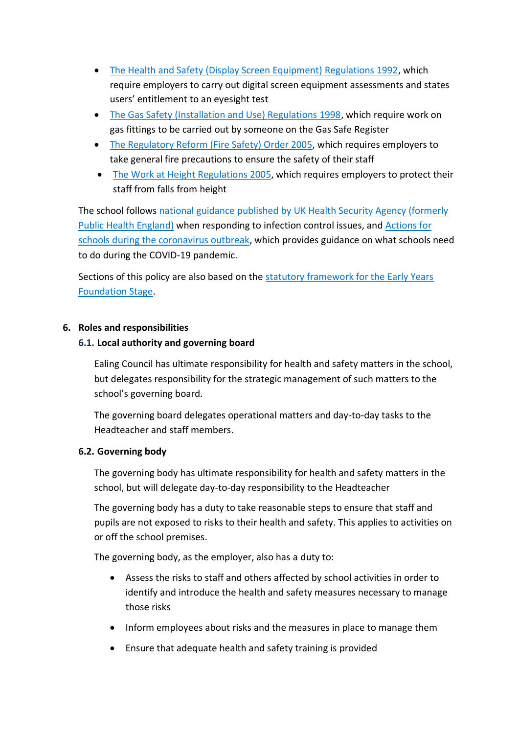- The Health and Safety (Display Screen Equipment) Regulations 1992, which require employers to carry out digital screen equipment assessments and states users' entitlement to an eyesight test
- The Gas Safety (Installation and Use) Regulations 1998, which require work on gas fittings to be carried out by someone on the Gas Safe Register
- The Regulatory Reform (Fire Safety) Order 2005, which requires employers to take general fire precautions to ensure the safety of their staff
- The Work at Height Regulations 2005, which requires employers to protect their staff from falls from height

The school follows national guidance published by UK Health Security Agency (formerly Public Health England) when responding to infection control issues, and Actions for schools during the coronavirus outbreak, which provides guidance on what schools need to do during the COVID-19 pandemic.

Sections of this policy are also based on the statutory framework for the Early Years Foundation Stage.

## 6. Roles and responsibilities

### 6.1. Local authority and governing board

Ealing Council has ultimate responsibility for health and safety matters in the school, but delegates responsibility for the strategic management of such matters to the school's governing board.

The governing board delegates operational matters and day-to-day tasks to the Headteacher and staff members.

### 6.2. Governing body

The governing body has ultimate responsibility for health and safety matters in the school, but will delegate day-to-day responsibility to the Headteacher

The governing body has a duty to take reasonable steps to ensure that staff and pupils are not exposed to risks to their health and safety. This applies to activities on or off the school premises.

The governing body, as the employer, also has a duty to:

- Assess the risks to staff and others affected by school activities in order to identify and introduce the health and safety measures necessary to manage those risks
- Inform employees about risks and the measures in place to manage them
- Ensure that adequate health and safety training is provided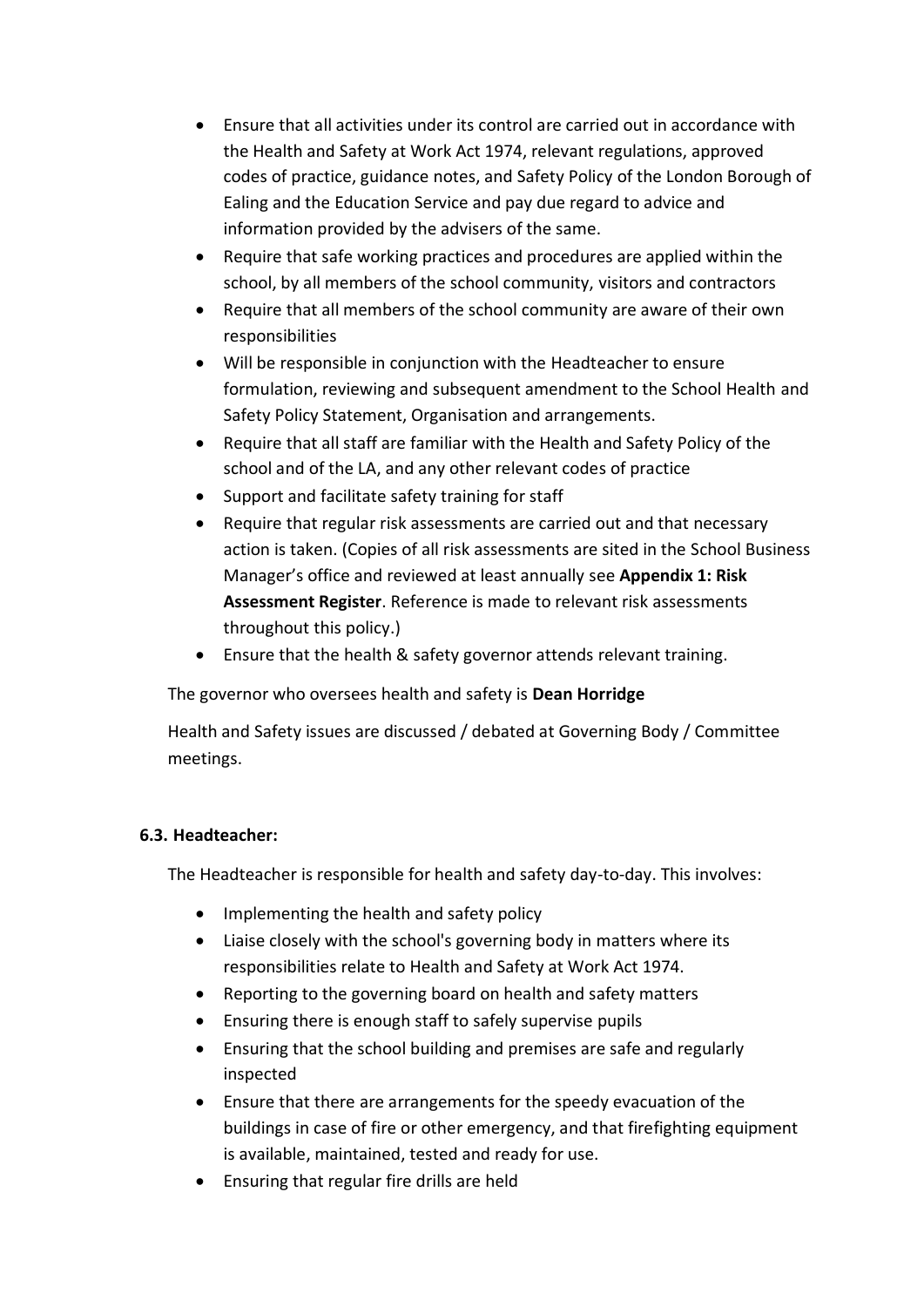- Ensure that all activities under its control are carried out in accordance with the Health and Safety at Work Act 1974, relevant regulations, approved codes of practice, guidance notes, and Safety Policy of the London Borough of Ealing and the Education Service and pay due regard to advice and information provided by the advisers of the same.
- Require that safe working practices and procedures are applied within the school, by all members of the school community, visitors and contractors
- Require that all members of the school community are aware of their own responsibilities
- Will be responsible in conjunction with the Headteacher to ensure formulation, reviewing and subsequent amendment to the School Health and Safety Policy Statement, Organisation and arrangements.
- Require that all staff are familiar with the Health and Safety Policy of the school and of the LA, and any other relevant codes of practice
- Support and facilitate safety training for staff
- Require that regular risk assessments are carried out and that necessary action is taken. (Copies of all risk assessments are sited in the School Business Manager's office and reviewed at least annually see **Appendix 1: Risk Assessment Register**. Reference is made to relevant risk assessments throughout this policy.)
- Ensure that the health & safety governor attends relevant training.

The governor who oversees health and safety is **Dean Horridge**

Health and Safety issues are discussed / debated at Governing Body / Committee meetings.

### 6.3. Headteacher:

The Headteacher is responsible for health and safety day-to-day. This involves:

- Implementing the health and safety policy
- Liaise closely with the school's governing body in matters where its responsibilities relate to Health and Safety at Work Act 1974.
- Reporting to the governing board on health and safety matters
- Ensuring there is enough staff to safely supervise pupils
- Ensuring that the school building and premises are safe and regularly inspected
- Ensure that there are arrangements for the speedy evacuation of the buildings in case of fire or other emergency, and that firefighting equipment is available, maintained, tested and ready for use.
- Ensuring that regular fire drills are held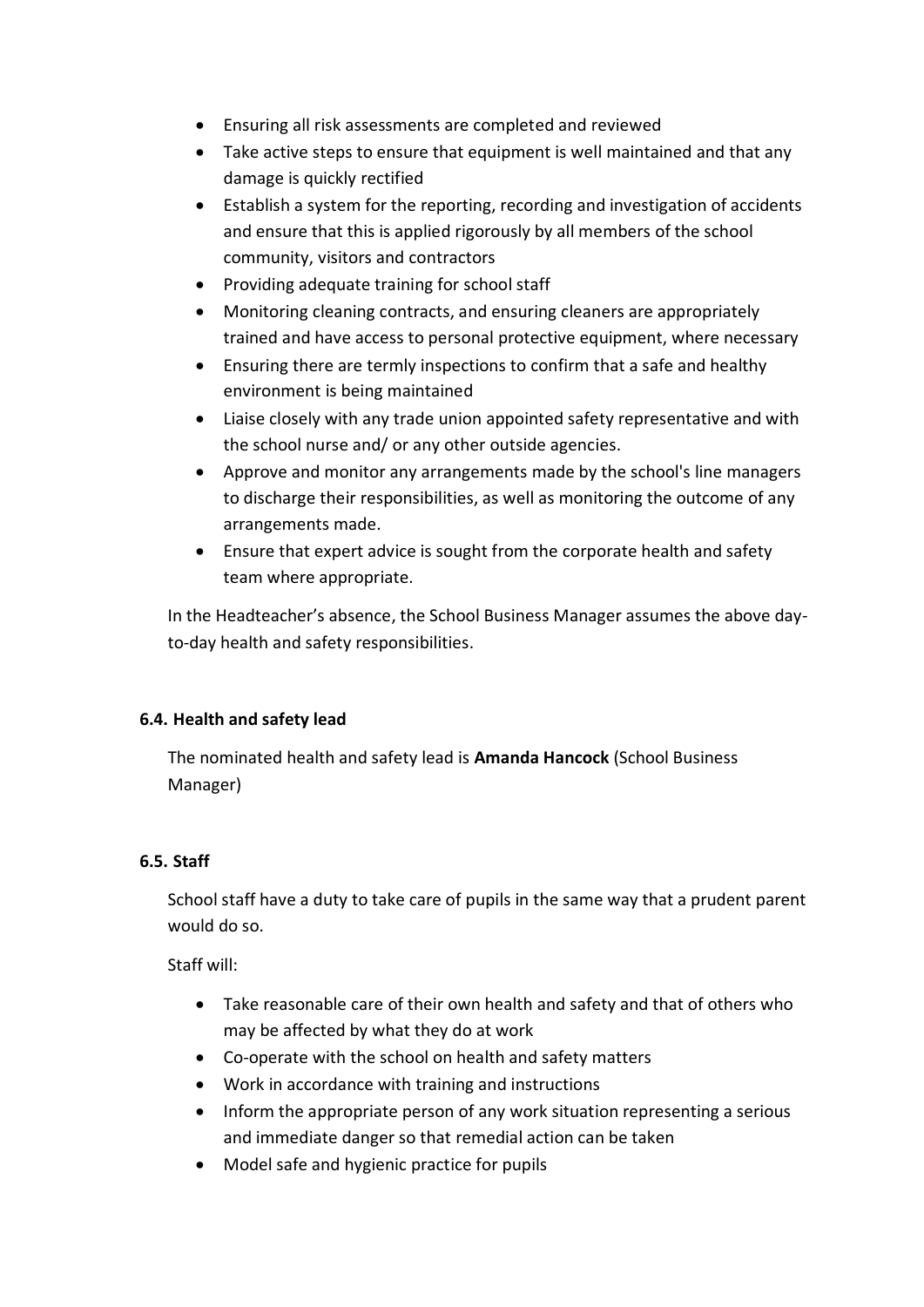- Ensuring all risk assessments are completed and reviewed
- Take active steps to ensure that equipment is well maintained and that any damage is quickly rectified
- Establish a system for the reporting, recording and investigation of accidents and ensure that this is applied rigorously by all members of the school community, visitors and contractors
- Providing adequate training for school staff
- Monitoring cleaning contracts, and ensuring cleaners are appropriately trained and have access to personal protective equipment, where necessary
- Ensuring there are termly inspections to confirm that a safe and healthy environment is being maintained
- Liaise closely with any trade union appointed safety representative and with the school nurse and/ or any other outside agencies.
- Approve and monitor any arrangements made by the school's line managers to discharge their responsibilities, as well as monitoring the outcome of any arrangements made.
- Ensure that expert advice is sought from the corporate health and safety team where appropriate.

In the Headteacher's absence, the School Business Manager assumes the above day-to-day health and safety responsibilities.

### 6.4. Health and safety lead

The nominated health and safety lead is **Amanda Hancock** (School Business Manager)

### 6.5. Staff

School staff have a duty to take care of pupils in the same way that a prudent parent would do so.

Staff will:

- Take reasonable care of their own health and safety and that of others who may be affected by what they do at work
- Co-operate with the school on health and safety matters
- Work in accordance with training and instructions
- Inform the appropriate person of any work situation representing a serious and immediate danger so that remedial action can be taken
- Model safe and hygienic practice for pupils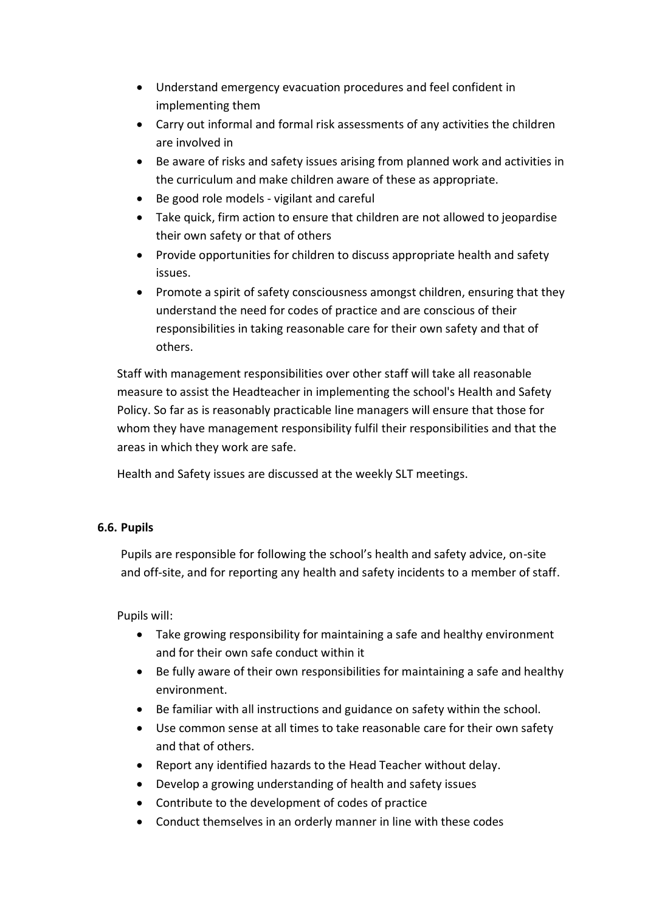- Understand emergency evacuation procedures and feel confident in implementing them
- Carry out informal and formal risk assessments of any activities the children are involved in
- Be aware of risks and safety issues arising from planned work and activities in the curriculum and make children aware of these as appropriate.
- Be good role models - vigilant and careful
- Take quick, firm action to ensure that children are not allowed to jeopardise their own safety or that of others
- Provide opportunities for children to discuss appropriate health and safety issues.
- Promote a spirit of safety consciousness amongst children, ensuring that they understand the need for codes of practice and are conscious of their responsibilities in taking reasonable care for their own safety and that of others.

Staff with management responsibilities over other staff will take all reasonable measure to assist the Headteacher in implementing the school's Health and Safety Policy. So far as is reasonably practicable line managers will ensure that those for whom they have management responsibility fulfil their responsibilities and that the areas in which they work are safe.

Health and Safety issues are discussed at the weekly SLT meetings.

### 6.6. Pupils

Pupils are responsible for following the school's health and safety advice, on-site and off-site, and for reporting any health and safety incidents to a member of staff.

Pupils will:

- Take growing responsibility for maintaining a safe and healthy environment and for their own safe conduct within it
- Be fully aware of their own responsibilities for maintaining a safe and healthy environment.
- Be familiar with all instructions and guidance on safety within the school.
- Use common sense at all times to take reasonable care for their own safety and that of others.
- Report any identified hazards to the Head Teacher without delay.
- Develop a growing understanding of health and safety issues
- Contribute to the development of codes of practice
- Conduct themselves in an orderly manner in line with these codes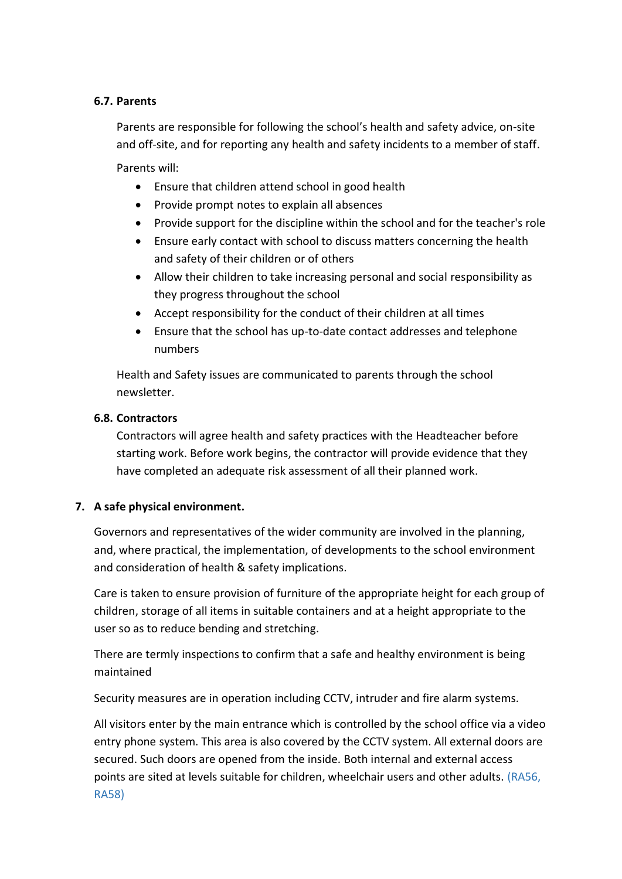### 6.7. Parents

Parents are responsible for following the school's health and safety advice, on-site and off-site, and for reporting any health and safety incidents to a member of staff.

Parents will:

- Ensure that children attend school in good health
- Provide prompt notes to explain all absences
- Provide support for the discipline within the school and for the teacher's role
- Ensure early contact with school to discuss matters concerning the health and safety of their children or of others
- Allow their children to take increasing personal and social responsibility as they progress throughout the school
- Accept responsibility for the conduct of their children at all times
- Ensure that the school has up-to-date contact addresses and telephone numbers

Health and Safety issues are communicated to parents through the school newsletter.

### 6.8. Contractors

Contractors will agree health and safety practices with the Headteacher before starting work. Before work begins, the contractor will provide evidence that they have completed an adequate risk assessment of all their planned work.

## 7. A safe physical environment.

Governors and representatives of the wider community are involved in the planning, and, where practical, the implementation, of developments to the school environment and consideration of health & safety implications.

Care is taken to ensure provision of furniture of the appropriate height for each group of children, storage of all items in suitable containers and at a height appropriate to the user so as to reduce bending and stretching.

There are termly inspections to confirm that a safe and healthy environment is being maintained

Security measures are in operation including CCTV, intruder and fire alarm systems.

All visitors enter by the main entrance which is controlled by the school office via a video entry phone system. This area is also covered by the CCTV system. All external doors are secured. Such doors are opened from the inside. Both internal and external access points are sited at levels suitable for children, wheelchair users and other adults. (RA56, RA58)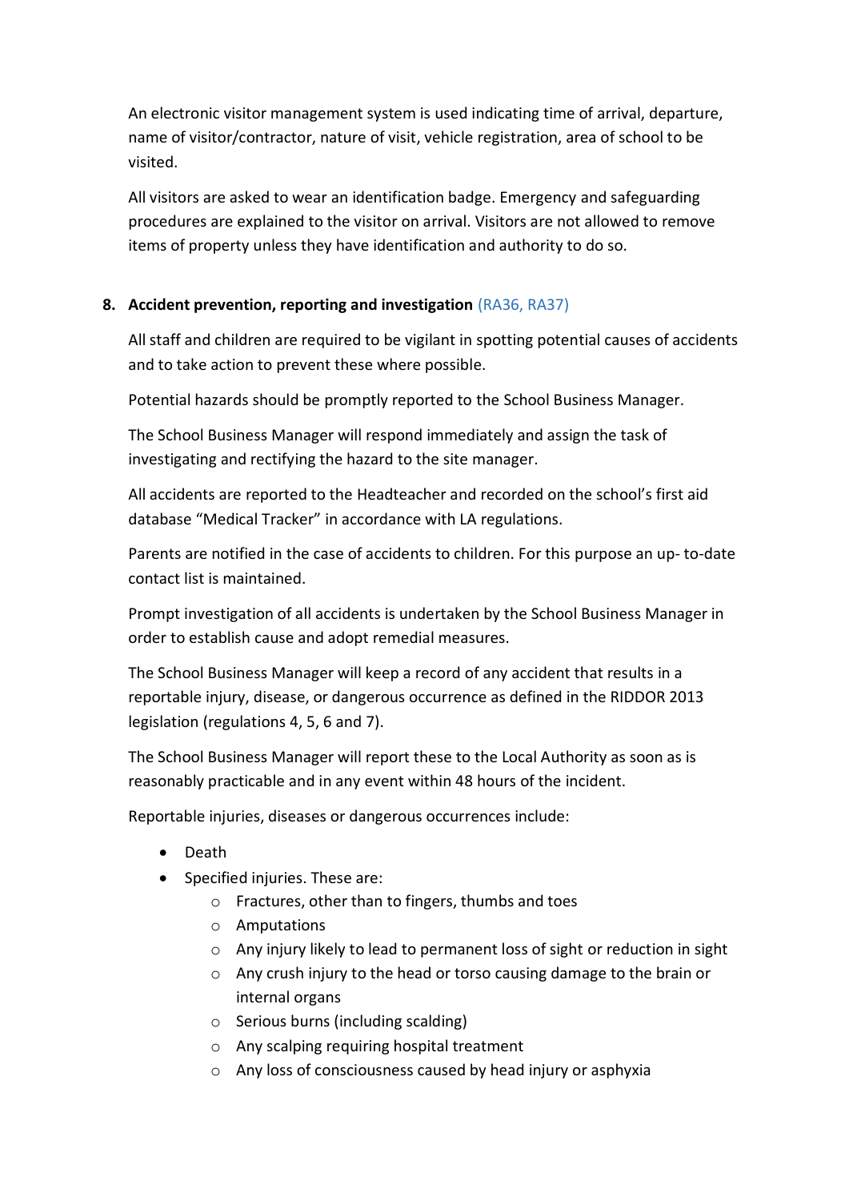An electronic visitor management system is used indicating time of arrival, departure, name of visitor/contractor, nature of visit, vehicle registration, area of school to be visited.

All visitors are asked to wear an identification badge. Emergency and safeguarding procedures are explained to the visitor on arrival. Visitors are not allowed to remove items of property unless they have identification and authority to do so.

## 8. Accident prevention, reporting and investigation (RA36, RA37)

All staff and children are required to be vigilant in spotting potential causes of accidents and to take action to prevent these where possible.

Potential hazards should be promptly reported to the School Business Manager.

The School Business Manager will respond immediately and assign the task of investigating and rectifying the hazard to the site manager.

All accidents are reported to the Headteacher and recorded on the school's first aid database "Medical Tracker" in accordance with LA regulations.

Parents are notified in the case of accidents to children. For this purpose an up- to-date contact list is maintained.

Prompt investigation of all accidents is undertaken by the School Business Manager in order to establish cause and adopt remedial measures.

The School Business Manager will keep a record of any accident that results in a reportable injury, disease, or dangerous occurrence as defined in the RIDDOR 2013 legislation (regulations 4, 5, 6 and 7).

The School Business Manager will report these to the Local Authority as soon as is reasonably practicable and in any event within 48 hours of the incident.

Reportable injuries, diseases or dangerous occurrences include:

- Death
- Specified injuries. These are:
  - Fractures, other than to fingers, thumbs and toes
  - Amputations
  - Any injury likely to lead to permanent loss of sight or reduction in sight
  - Any crush injury to the head or torso causing damage to the brain or internal organs
  - Serious burns (including scalding)
  - Any scalping requiring hospital treatment
  - Any loss of consciousness caused by head injury or asphyxia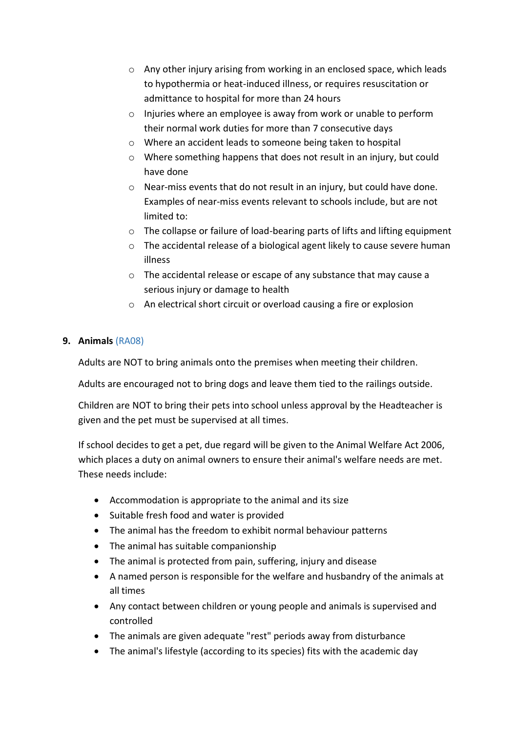- Any other injury arising from working in an enclosed space, which leads to hypothermia or heat-induced illness, or requires resuscitation or admittance to hospital for more than 24 hours
- Injuries where an employee is away from work or unable to perform their normal work duties for more than 7 consecutive days
- Where an accident leads to someone being taken to hospital
- Where something happens that does not result in an injury, but could have done
- Near-miss events that do not result in an injury, but could have done. Examples of near-miss events relevant to schools include, but are not limited to:
- The collapse or failure of load-bearing parts of lifts and lifting equipment
- The accidental release of a biological agent likely to cause severe human illness
- The accidental release or escape of any substance that may cause a serious injury or damage to health
- An electrical short circuit or overload causing a fire or explosion

## 9. Animals (RA08)

Adults are NOT to bring animals onto the premises when meeting their children.

Adults are encouraged not to bring dogs and leave them tied to the railings outside.

Children are NOT to bring their pets into school unless approval by the Headteacher is given and the pet must be supervised at all times.

If school decides to get a pet, due regard will be given to the Animal Welfare Act 2006, which places a duty on animal owners to ensure their animal's welfare needs are met. These needs include:

- Accommodation is appropriate to the animal and its size
- Suitable fresh food and water is provided
- The animal has the freedom to exhibit normal behaviour patterns
- The animal has suitable companionship
- The animal is protected from pain, suffering, injury and disease
- A named person is responsible for the welfare and husbandry of the animals at all times
- Any contact between children or young people and animals is supervised and controlled
- The animals are given adequate "rest" periods away from disturbance
- The animal's lifestyle (according to its species) fits with the academic day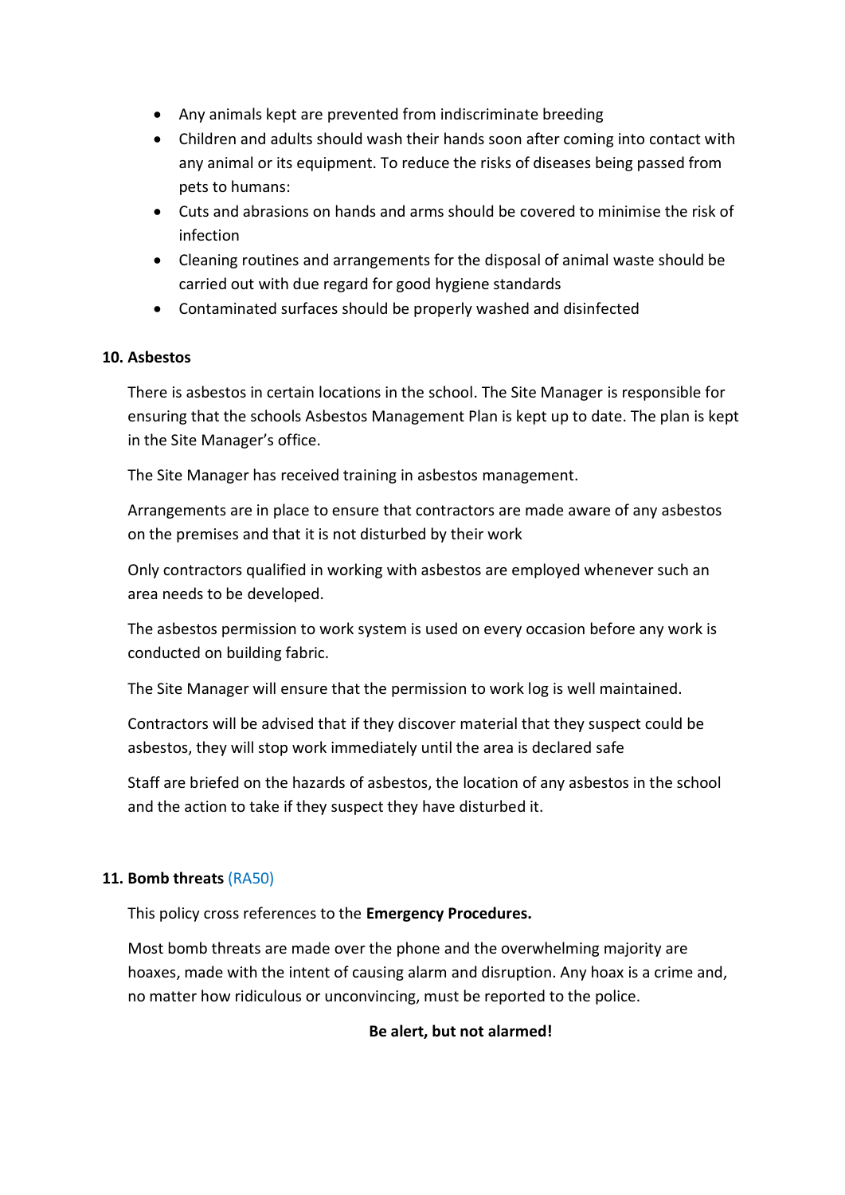- Any animals kept are prevented from indiscriminate breeding
- Children and adults should wash their hands soon after coming into contact with any animal or its equipment. To reduce the risks of diseases being passed from pets to humans:
- Cuts and abrasions on hands and arms should be covered to minimise the risk of infection
- Cleaning routines and arrangements for the disposal of animal waste should be carried out with due regard for good hygiene standards
- Contaminated surfaces should be properly washed and disinfected

**10. Asbestos**

There is asbestos in certain locations in the school. The Site Manager is responsible for ensuring that the schools Asbestos Management Plan is kept up to date. The plan is kept in the Site Manager's office.

The Site Manager has received training in asbestos management.

Arrangements are in place to ensure that contractors are made aware of any asbestos on the premises and that it is not disturbed by their work

Only contractors qualified in working with asbestos are employed whenever such an area needs to be developed.

The asbestos permission to work system is used on every occasion before any work is conducted on building fabric.

The Site Manager will ensure that the permission to work log is well maintained.

Contractors will be advised that if they discover material that they suspect could be asbestos, they will stop work immediately until the area is declared safe

Staff are briefed on the hazards of asbestos, the location of any asbestos in the school and the action to take if they suspect they have disturbed it.

**11. Bomb threats** (RA50)

This policy cross references to the **Emergency Procedures.**

Most bomb threats are made over the phone and the overwhelming majority are hoaxes, made with the intent of causing alarm and disruption. Any hoax is a crime and, no matter how ridiculous or unconvincing, must be reported to the police.

**Be alert, but not alarmed!**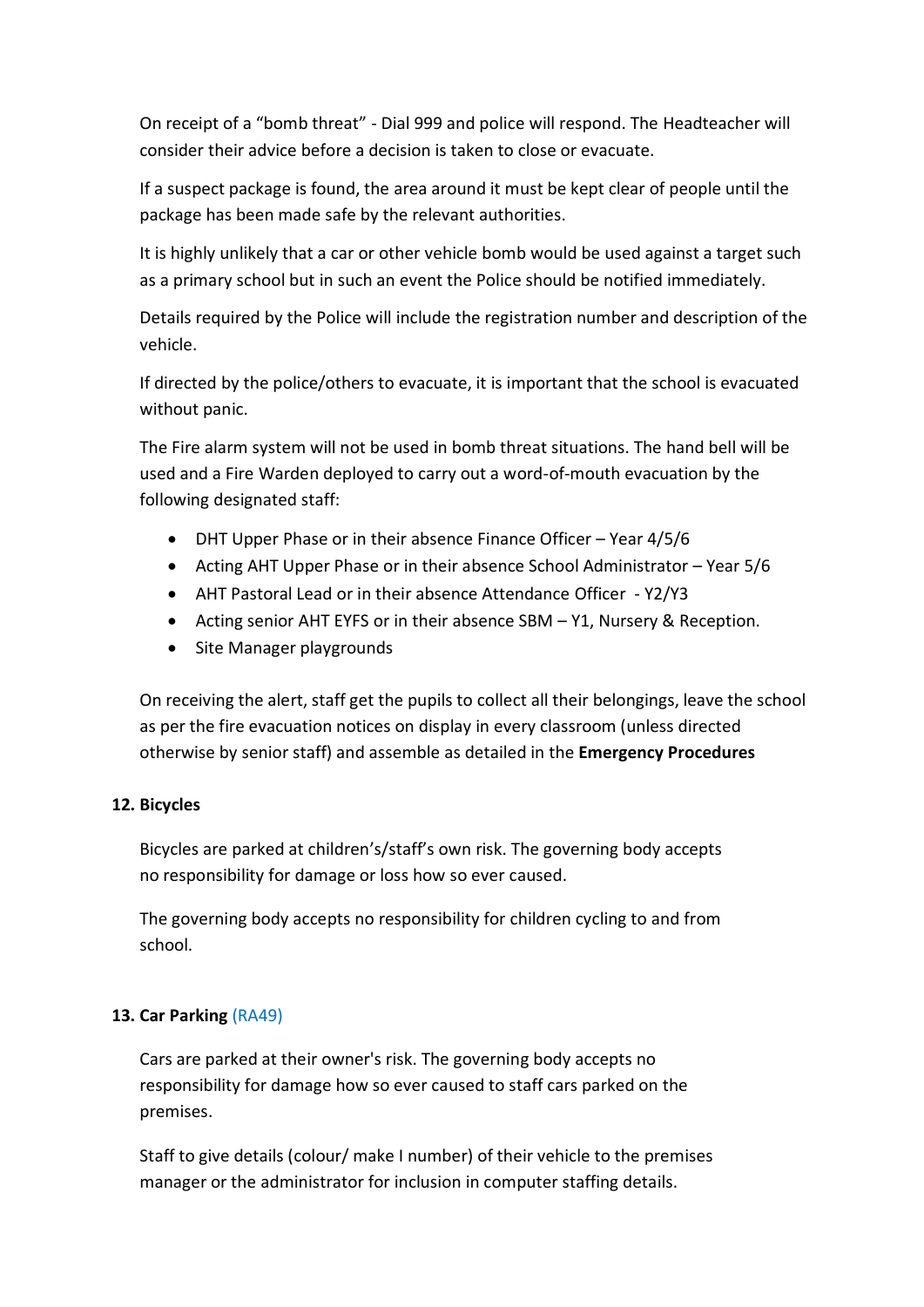On receipt of a “bomb threat” - Dial 999 and police will respond. The Headteacher will consider their advice before a decision is taken to close or evacuate.

If a suspect package is found, the area around it must be kept clear of people until the package has been made safe by the relevant authorities.

It is highly unlikely that a car or other vehicle bomb would be used against a target such as a primary school but in such an event the Police should be notified immediately.

Details required by the Police will include the registration number and description of the vehicle.

If directed by the police/others to evacuate, it is important that the school is evacuated without panic.

The Fire alarm system will not be used in bomb threat situations. The hand bell will be used and a Fire Warden deployed to carry out a word-of-mouth evacuation by the following designated staff:

- DHT Upper Phase or in their absence Finance Officer – Year 4/5/6
- Acting AHT Upper Phase or in their absence School Administrator – Year 5/6
- AHT Pastoral Lead or in their absence Attendance Officer - Y2/Y3
- Acting senior AHT EYFS or in their absence SBM – Y1, Nursery & Reception.
- Site Manager playgrounds

On receiving the alert, staff get the pupils to collect all their belongings, leave the school as per the fire evacuation notices on display in every classroom (unless directed otherwise by senior staff) and assemble as detailed in the **Emergency Procedures**

## 12. Bicycles

Bicycles are parked at children’s/staff’s own risk. The governing body accepts no responsibility for damage or loss how so ever caused.

The governing body accepts no responsibility for children cycling to and from school.

## 13. Car Parking (RA49)

Cars are parked at their owner's risk. The governing body accepts no responsibility for damage how so ever caused to staff cars parked on the premises.

Staff to give details (colour/ make I number) of their vehicle to the premises manager or the administrator for inclusion in computer staffing details.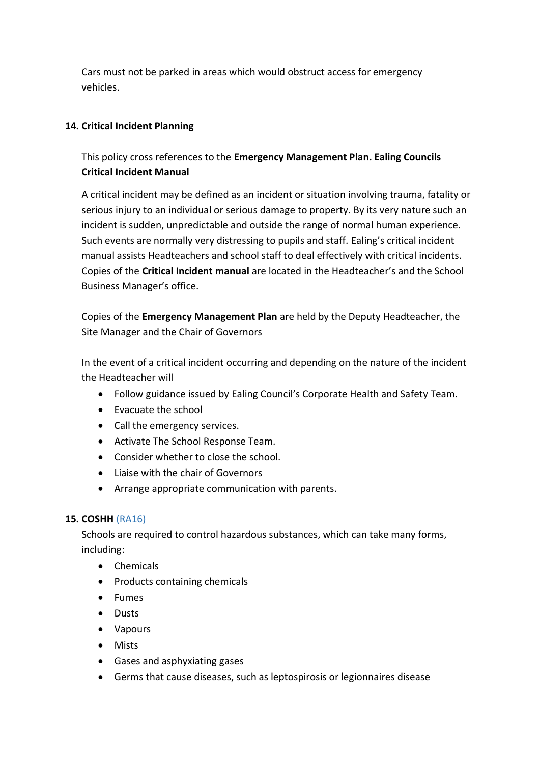Cars must not be parked in areas which would obstruct access for emergency vehicles.

## 14. Critical Incident Planning

This policy cross references to the **Emergency Management Plan. Ealing Councils Critical Incident Manual**

A critical incident may be defined as an incident or situation involving trauma, fatality or serious injury to an individual or serious damage to property. By its very nature such an incident is sudden, unpredictable and outside the range of normal human experience. Such events are normally very distressing to pupils and staff. Ealing's critical incident manual assists Headteachers and school staff to deal effectively with critical incidents. Copies of the **Critical Incident manual** are located in the Headteacher's and the School Business Manager's office.

Copies of the **Emergency Management Plan** are held by the Deputy Headteacher, the Site Manager and the Chair of Governors

In the event of a critical incident occurring and depending on the nature of the incident the Headteacher will

- Follow guidance issued by Ealing Council's Corporate Health and Safety Team.
- Evacuate the school
- Call the emergency services.
- Activate The School Response Team.
- Consider whether to close the school.
- Liaise with the chair of Governors
- Arrange appropriate communication with parents.

## 15. COSHH (RA16)

Schools are required to control hazardous substances, which can take many forms, including:

- Chemicals
- Products containing chemicals
- Fumes
- Dusts
- Vapours
- Mists
- Gases and asphyxiating gases
- Germs that cause diseases, such as leptospirosis or legionnaires disease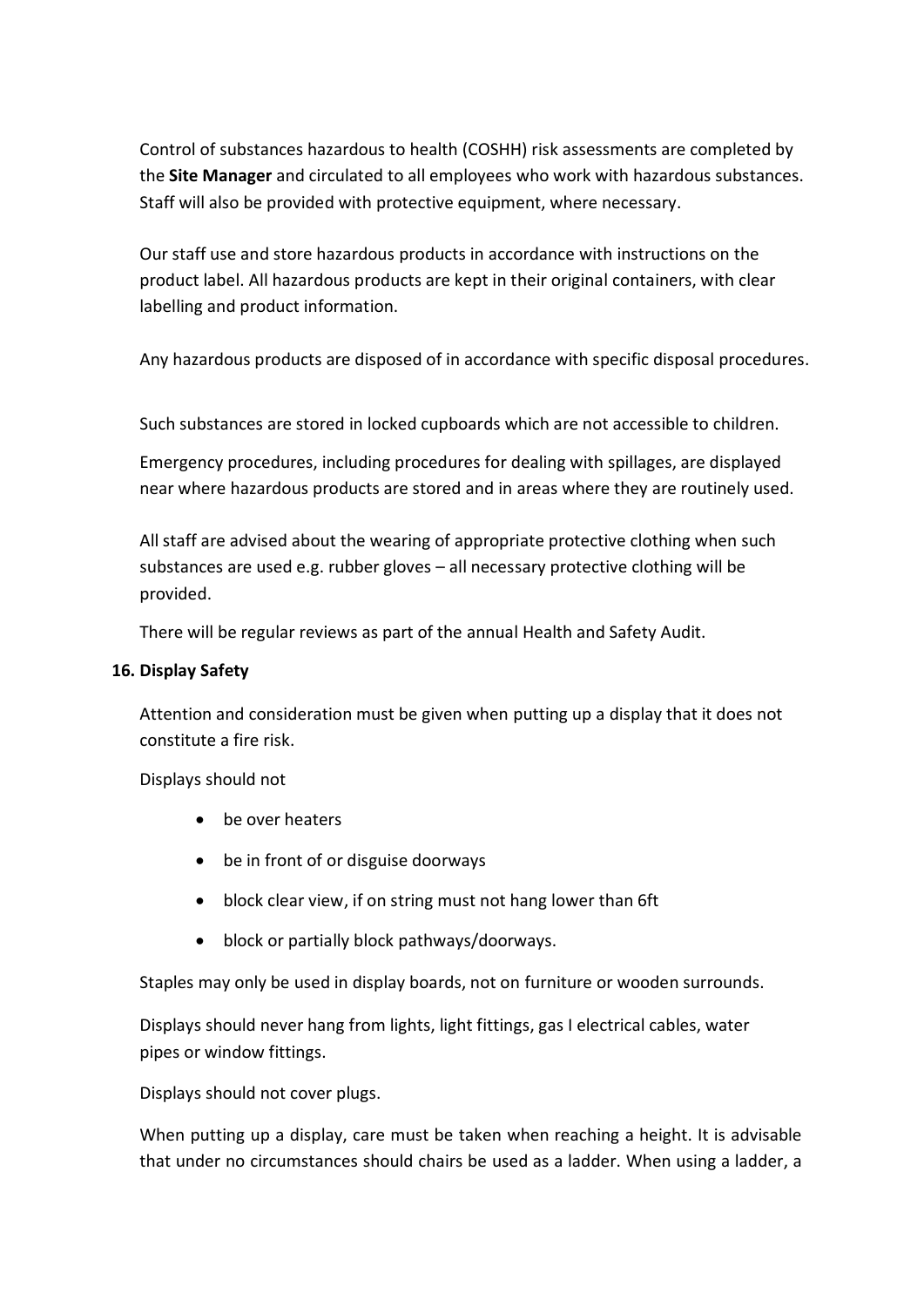Control of substances hazardous to health (COSHH) risk assessments are completed by the **Site Manager** and circulated to all employees who work with hazardous substances. Staff will also be provided with protective equipment, where necessary.

Our staff use and store hazardous products in accordance with instructions on the product label. All hazardous products are kept in their original containers, with clear labelling and product information.

Any hazardous products are disposed of in accordance with specific disposal procedures.

Such substances are stored in locked cupboards which are not accessible to children.

Emergency procedures, including procedures for dealing with spillages, are displayed near where hazardous products are stored and in areas where they are routinely used.

All staff are advised about the wearing of appropriate protective clothing when such substances are used e.g. rubber gloves – all necessary protective clothing will be provided.

There will be regular reviews as part of the annual Health and Safety Audit.

**16. Display Safety**

Attention and consideration must be given when putting up a display that it does not constitute a fire risk.

Displays should not

- be over heaters
- be in front of or disguise doorways
- block clear view, if on string must not hang lower than 6ft
- block or partially block pathways/doorways.

Staples may only be used in display boards, not on furniture or wooden surrounds.

Displays should never hang from lights, light fittings, gas I electrical cables, water pipes or window fittings.

Displays should not cover plugs.

When putting up a display, care must be taken when reaching a height. It is advisable that under no circumstances should chairs be used as a ladder. When using a ladder, a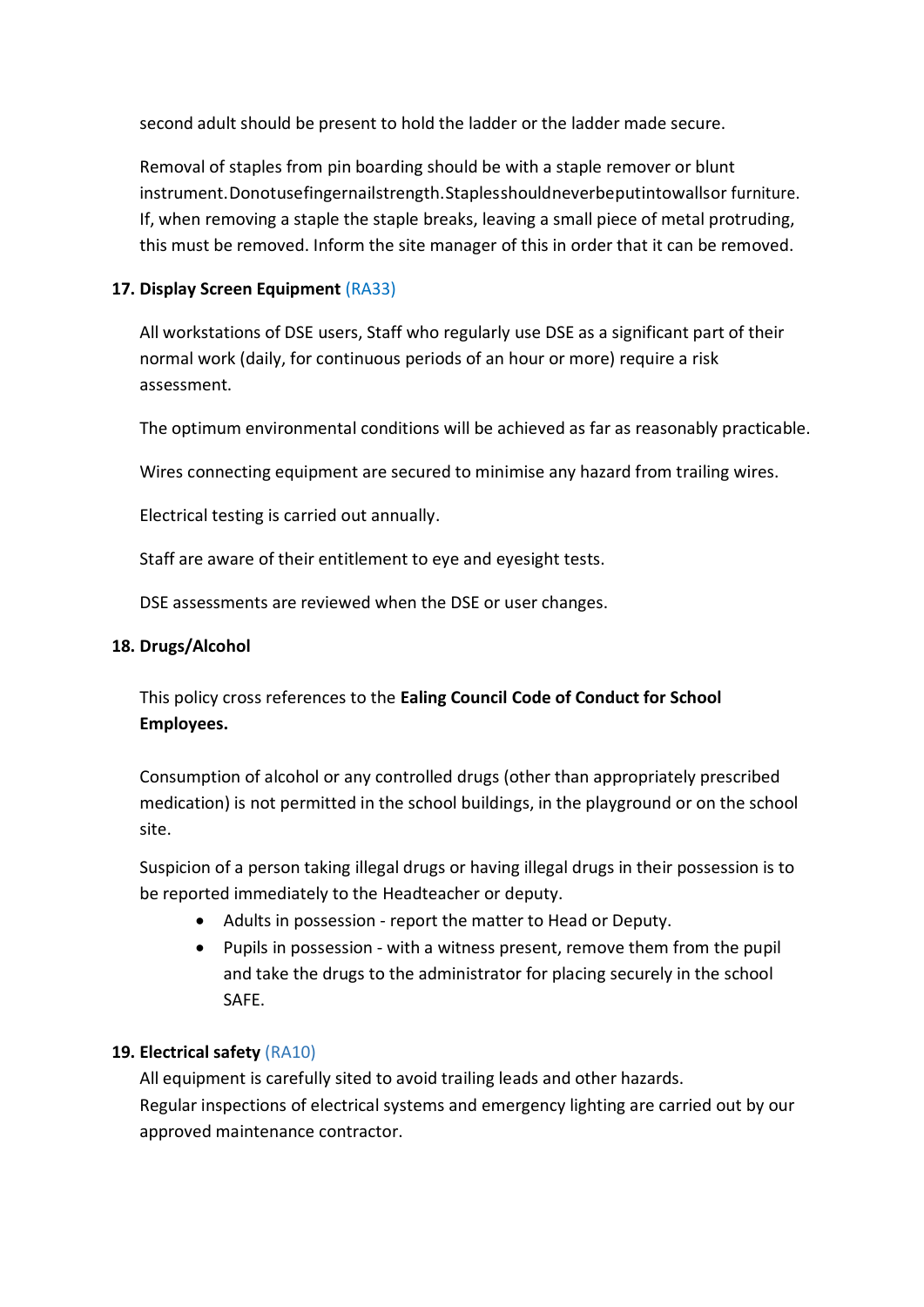second adult should be present to hold the ladder or the ladder made secure.

Removal of staples from pin boarding should be with a staple remover or blunt instrument. Do not use fingernail strength. Staples should never be put into walls or furniture. If, when removing a staple the staple breaks, leaving a small piece of metal protruding, this must be removed. Inform the site manager of this in order that it can be removed.

**17. Display Screen Equipment** (RA33)

All workstations of DSE users, Staff who regularly use DSE as a significant part of their normal work (daily, for continuous periods of an hour or more) require a risk assessment.

The optimum environmental conditions will be achieved as far as reasonably practicable.

Wires connecting equipment are secured to minimise any hazard from trailing wires.

Electrical testing is carried out annually.

Staff are aware of their entitlement to eye and eyesight tests.

DSE assessments are reviewed when the DSE or user changes.

**18. Drugs/Alcohol**

This policy cross references to the **Ealing Council Code of Conduct for School Employees.**

Consumption of alcohol or any controlled drugs (other than appropriately prescribed medication) is not permitted in the school buildings, in the playground or on the school site.

Suspicion of a person taking illegal drugs or having illegal drugs in their possession is to be reported immediately to the Headteacher or deputy.

- Adults in possession - report the matter to Head or Deputy.
- Pupils in possession - with a witness present, remove them from the pupil and take the drugs to the administrator for placing securely in the school SAFE.

**19. Electrical safety** (RA10)

All equipment is carefully sited to avoid trailing leads and other hazards.
Regular inspections of electrical systems and emergency lighting are carried out by our approved maintenance contractor.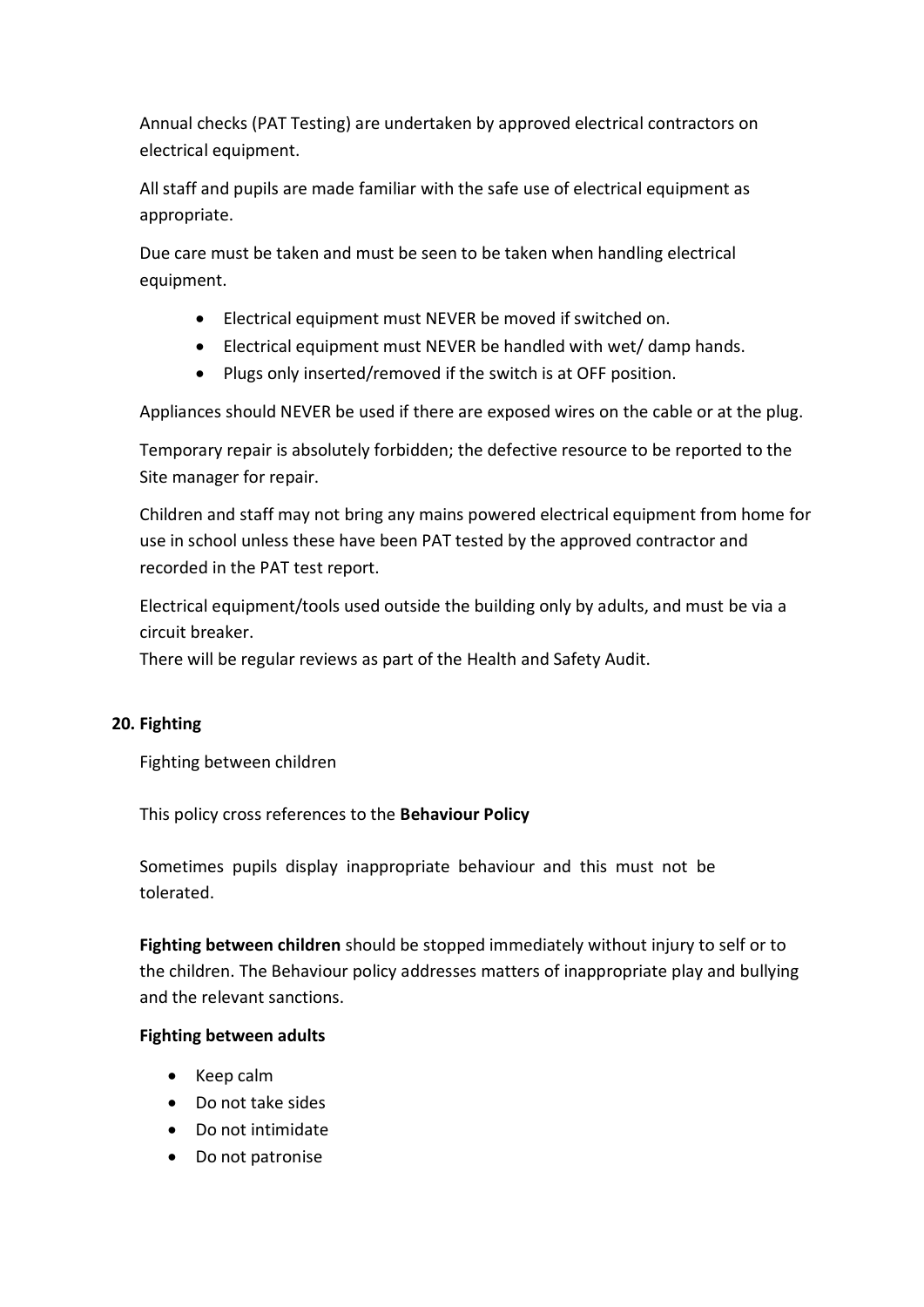Annual checks (PAT Testing) are undertaken by approved electrical contractors on electrical equipment.

All staff and pupils are made familiar with the safe use of electrical equipment as appropriate.

Due care must be taken and must be seen to be taken when handling electrical equipment.

- Electrical equipment must NEVER be moved if switched on.
- Electrical equipment must NEVER be handled with wet/ damp hands.
- Plugs only inserted/removed if the switch is at OFF position.

Appliances should NEVER be used if there are exposed wires on the cable or at the plug.

Temporary repair is absolutely forbidden; the defective resource to be reported to the Site manager for repair.

Children and staff may not bring any mains powered electrical equipment from home for use in school unless these have been PAT tested by the approved contractor and recorded in the PAT test report.

Electrical equipment/tools used outside the building only by adults, and must be via a circuit breaker.
There will be regular reviews as part of the Health and Safety Audit.

## 20. Fighting

Fighting between children

This policy cross references to the **Behaviour Policy**

Sometimes pupils display inappropriate behaviour and this must not be tolerated.

**Fighting between children** should be stopped immediately without injury to self or to the children. The Behaviour policy addresses matters of inappropriate play and bullying and the relevant sanctions.

**Fighting between adults**

- Keep calm
- Do not take sides
- Do not intimidate
- Do not patronise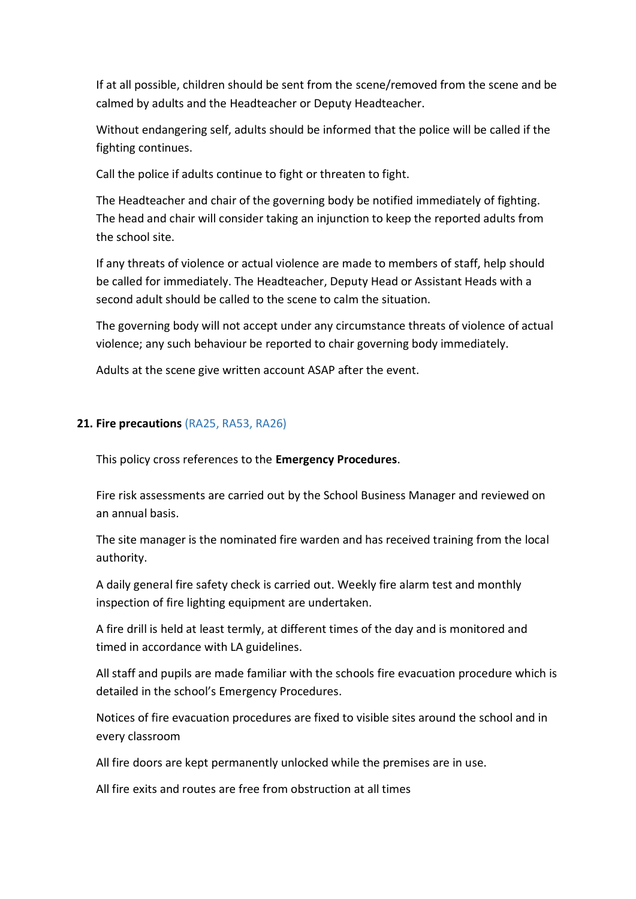If at all possible, children should be sent from the scene/removed from the scene and be calmed by adults and the Headteacher or Deputy Headteacher.

Without endangering self, adults should be informed that the police will be called if the fighting continues.

Call the police if adults continue to fight or threaten to fight.

The Headteacher and chair of the governing body be notified immediately of fighting. The head and chair will consider taking an injunction to keep the reported adults from the school site.

If any threats of violence or actual violence are made to members of staff, help should be called for immediately. The Headteacher, Deputy Head or Assistant Heads with a second adult should be called to the scene to calm the situation.

The governing body will not accept under any circumstance threats of violence of actual violence; any such behaviour be reported to chair governing body immediately.

Adults at the scene give written account ASAP after the event.

## 21. Fire precautions (RA25, RA53, RA26)

This policy cross references to the **Emergency Procedures**.

Fire risk assessments are carried out by the School Business Manager and reviewed on an annual basis.

The site manager is the nominated fire warden and has received training from the local authority.

A daily general fire safety check is carried out. Weekly fire alarm test and monthly inspection of fire lighting equipment are undertaken.

A fire drill is held at least termly, at different times of the day and is monitored and timed in accordance with LA guidelines.

All staff and pupils are made familiar with the schools fire evacuation procedure which is detailed in the school's Emergency Procedures.

Notices of fire evacuation procedures are fixed to visible sites around the school and in every classroom

All fire doors are kept permanently unlocked while the premises are in use.

All fire exits and routes are free from obstruction at all times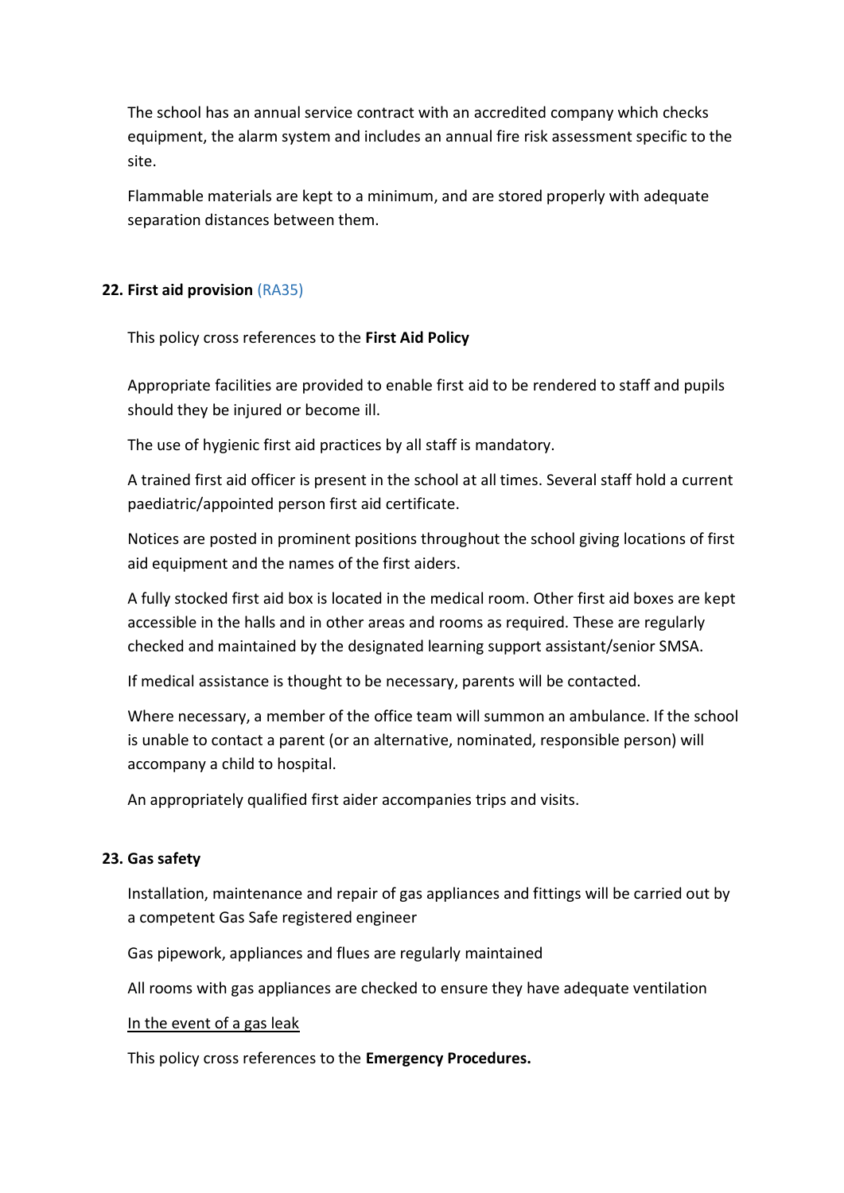The school has an annual service contract with an accredited company which checks equipment, the alarm system and includes an annual fire risk assessment specific to the site.

Flammable materials are kept to a minimum, and are stored properly with adequate separation distances between them.

## 22. First aid provision (RA35)

This policy cross references to the **First Aid Policy**

Appropriate facilities are provided to enable first aid to be rendered to staff and pupils should they be injured or become ill.

The use of hygienic first aid practices by all staff is mandatory.

A trained first aid officer is present in the school at all times. Several staff hold a current paediatric/appointed person first aid certificate.

Notices are posted in prominent positions throughout the school giving locations of first aid equipment and the names of the first aiders.

A fully stocked first aid box is located in the medical room. Other first aid boxes are kept accessible in the halls and in other areas and rooms as required. These are regularly checked and maintained by the designated learning support assistant/senior SMSA.

If medical assistance is thought to be necessary, parents will be contacted.

Where necessary, a member of the office team will summon an ambulance. If the school is unable to contact a parent (or an alternative, nominated, responsible person) will accompany a child to hospital.

An appropriately qualified first aider accompanies trips and visits.

## 23. Gas safety

Installation, maintenance and repair of gas appliances and fittings will be carried out by a competent Gas Safe registered engineer

Gas pipework, appliances and flues are regularly maintained

All rooms with gas appliances are checked to ensure they have adequate ventilation

<u>In the event of a gas leak</u>

This policy cross references to the **Emergency Procedures.**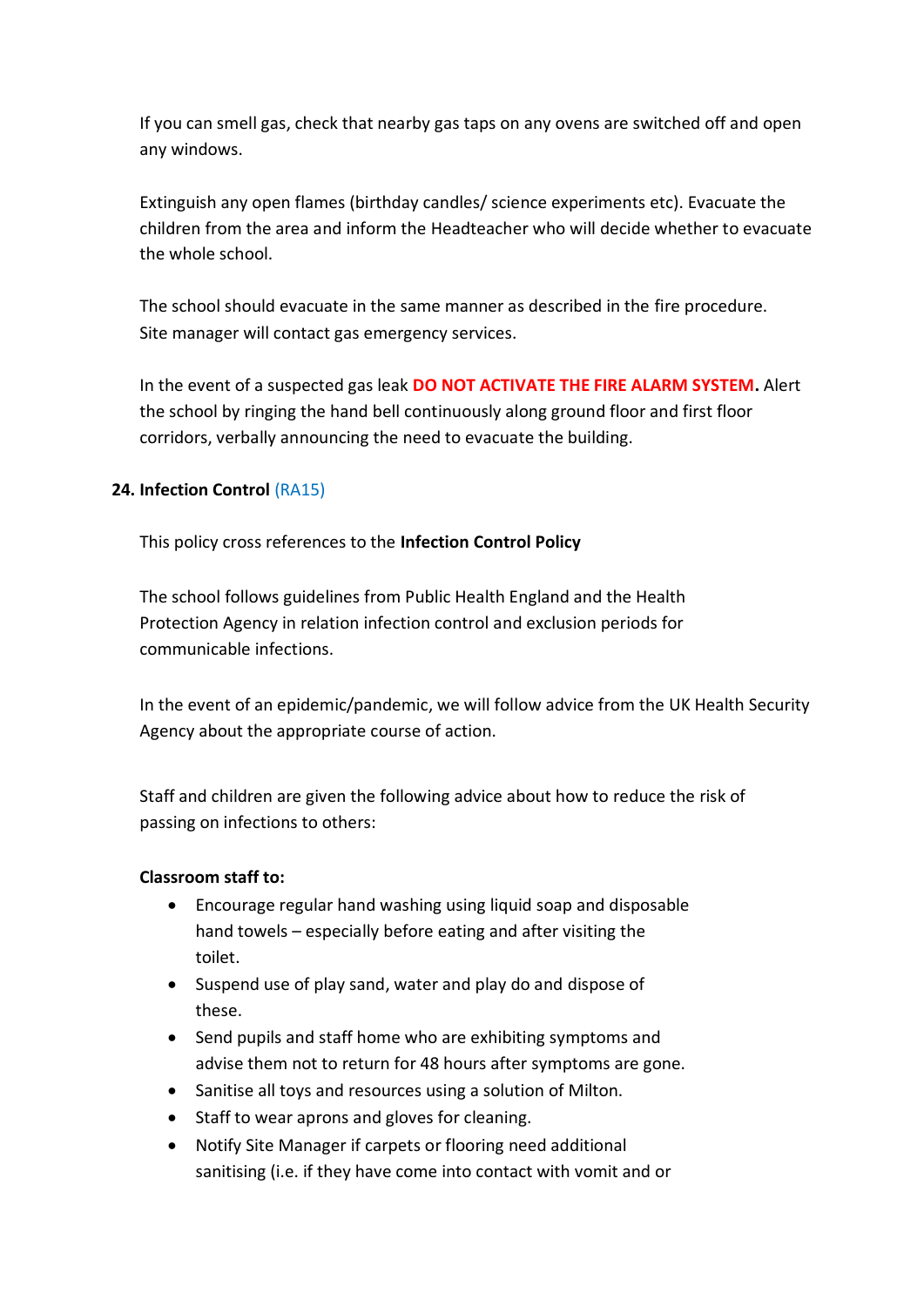If you can smell gas, check that nearby gas taps on any ovens are switched off and open any windows.

Extinguish any open flames (birthday candles/ science experiments etc). Evacuate the children from the area and inform the Headteacher who will decide whether to evacuate the whole school.

The school should evacuate in the same manner as described in the fire procedure. Site manager will contact gas emergency services.

In the event of a suspected gas leak **DO NOT ACTIVATE THE FIRE ALARM SYSTEM.** Alert the school by ringing the hand bell continuously along ground floor and first floor corridors, verbally announcing the need to evacuate the building.

## 24. Infection Control (RA15)

This policy cross references to the **Infection Control Policy**

The school follows guidelines from Public Health England and the Health Protection Agency in relation infection control and exclusion periods for communicable infections.

In the event of an epidemic/pandemic, we will follow advice from the UK Health Security Agency about the appropriate course of action.

Staff and children are given the following advice about how to reduce the risk of passing on infections to others:

**Classroom staff to:**

- Encourage regular hand washing using liquid soap and disposable hand towels – especially before eating and after visiting the toilet.
- Suspend use of play sand, water and play do and dispose of these.
- Send pupils and staff home who are exhibiting symptoms and advise them not to return for 48 hours after symptoms are gone.
- Sanitise all toys and resources using a solution of Milton.
- Staff to wear aprons and gloves for cleaning.
- Notify Site Manager if carpets or flooring need additional sanitising (i.e. if they have come into contact with vomit and or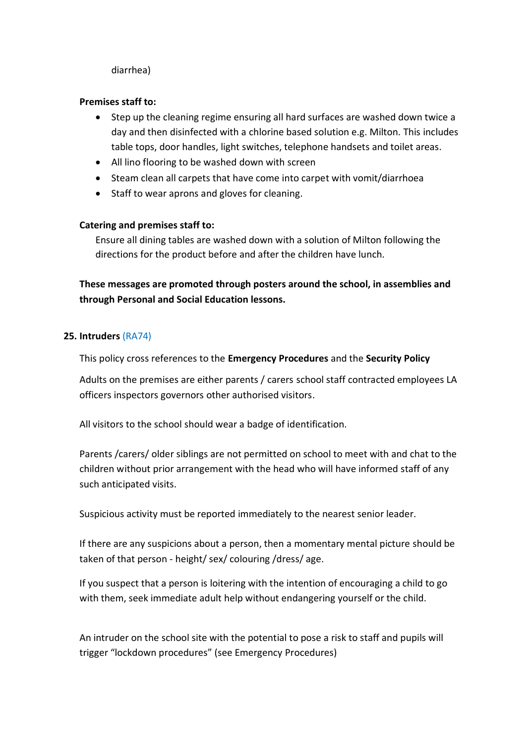diarrhea)

**Premises staff to:**

- Step up the cleaning regime ensuring all hard surfaces are washed down twice a day and then disinfected with a chlorine based solution e.g. Milton. This includes table tops, door handles, light switches, telephone handsets and toilet areas.
- All lino flooring to be washed down with screen
- Steam clean all carpets that have come into carpet with vomit/diarrhoea
- Staff to wear aprons and gloves for cleaning.

**Catering and premises staff to:**

Ensure all dining tables are washed down with a solution of Milton following the directions for the product before and after the children have lunch.

**These messages are promoted through posters around the school, in assemblies and through Personal and Social Education lessons.**

## 25. Intruders (RA74)

This policy cross references to the **Emergency Procedures** and the **Security Policy**

Adults on the premises are either parents / carers school staff contracted employees LA officers inspectors governors other authorised visitors.

All visitors to the school should wear a badge of identification.

Parents /carers/ older siblings are not permitted on school to meet with and chat to the children without prior arrangement with the head who will have informed staff of any such anticipated visits.

Suspicious activity must be reported immediately to the nearest senior leader.

If there are any suspicions about a person, then a momentary mental picture should be taken of that person - height/ sex/ colouring /dress/ age.

If you suspect that a person is loitering with the intention of encouraging a child to go with them, seek immediate adult help without endangering yourself or the child.

An intruder on the school site with the potential to pose a risk to staff and pupils will trigger "lockdown procedures" (see Emergency Procedures)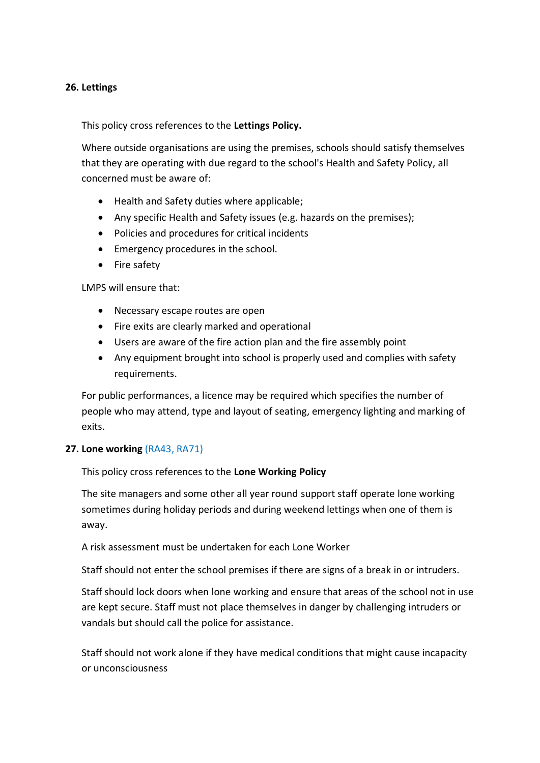## 26. Lettings

This policy cross references to the **Lettings Policy.**

Where outside organisations are using the premises, schools should satisfy themselves that they are operating with due regard to the school's Health and Safety Policy, all concerned must be aware of:

- Health and Safety duties where applicable;
- Any specific Health and Safety issues (e.g. hazards on the premises);
- Policies and procedures for critical incidents
- Emergency procedures in the school.
- Fire safety

LMPS will ensure that:

- Necessary escape routes are open
- Fire exits are clearly marked and operational
- Users are aware of the fire action plan and the fire assembly point
- Any equipment brought into school is properly used and complies with safety requirements.

For public performances, a licence may be required which specifies the number of people who may attend, type and layout of seating, emergency lighting and marking of exits.

## 27. Lone working (RA43, RA71)

This policy cross references to the **Lone Working Policy**

The site managers and some other all year round support staff operate lone working sometimes during holiday periods and during weekend lettings when one of them is away.

A risk assessment must be undertaken for each Lone Worker

Staff should not enter the school premises if there are signs of a break in or intruders.

Staff should lock doors when lone working and ensure that areas of the school not in use are kept secure. Staff must not place themselves in danger by challenging intruders or vandals but should call the police for assistance.

Staff should not work alone if they have medical conditions that might cause incapacity or unconsciousness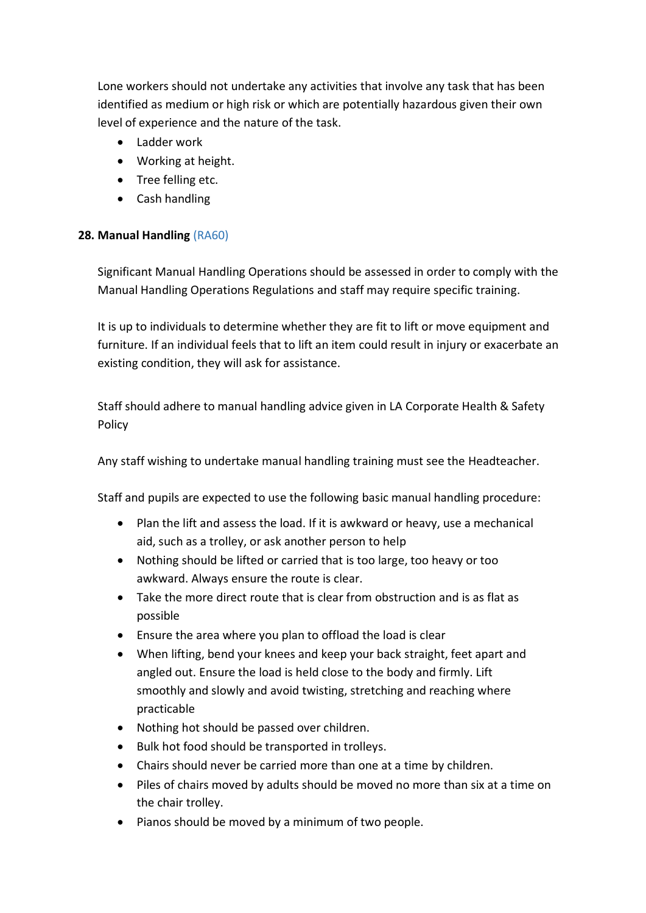Lone workers should not undertake any activities that involve any task that has been identified as medium or high risk or which are potentially hazardous given their own level of experience and the nature of the task.

- Ladder work
- Working at height.
- Tree felling etc.
- Cash handling

## 28. Manual Handling (RA60)

Significant Manual Handling Operations should be assessed in order to comply with the Manual Handling Operations Regulations and staff may require specific training.

It is up to individuals to determine whether they are fit to lift or move equipment and furniture. If an individual feels that to lift an item could result in injury or exacerbate an existing condition, they will ask for assistance.

Staff should adhere to manual handling advice given in LA Corporate Health & Safety Policy

Any staff wishing to undertake manual handling training must see the Headteacher.

Staff and pupils are expected to use the following basic manual handling procedure:

- Plan the lift and assess the load. If it is awkward or heavy, use a mechanical aid, such as a trolley, or ask another person to help
- Nothing should be lifted or carried that is too large, too heavy or too awkward. Always ensure the route is clear.
- Take the more direct route that is clear from obstruction and is as flat as possible
- Ensure the area where you plan to offload the load is clear
- When lifting, bend your knees and keep your back straight, feet apart and angled out. Ensure the load is held close to the body and firmly. Lift smoothly and slowly and avoid twisting, stretching and reaching where practicable
- Nothing hot should be passed over children.
- Bulk hot food should be transported in trolleys.
- Chairs should never be carried more than one at a time by children.
- Piles of chairs moved by adults should be moved no more than six at a time on the chair trolley.
- Pianos should be moved by a minimum of two people.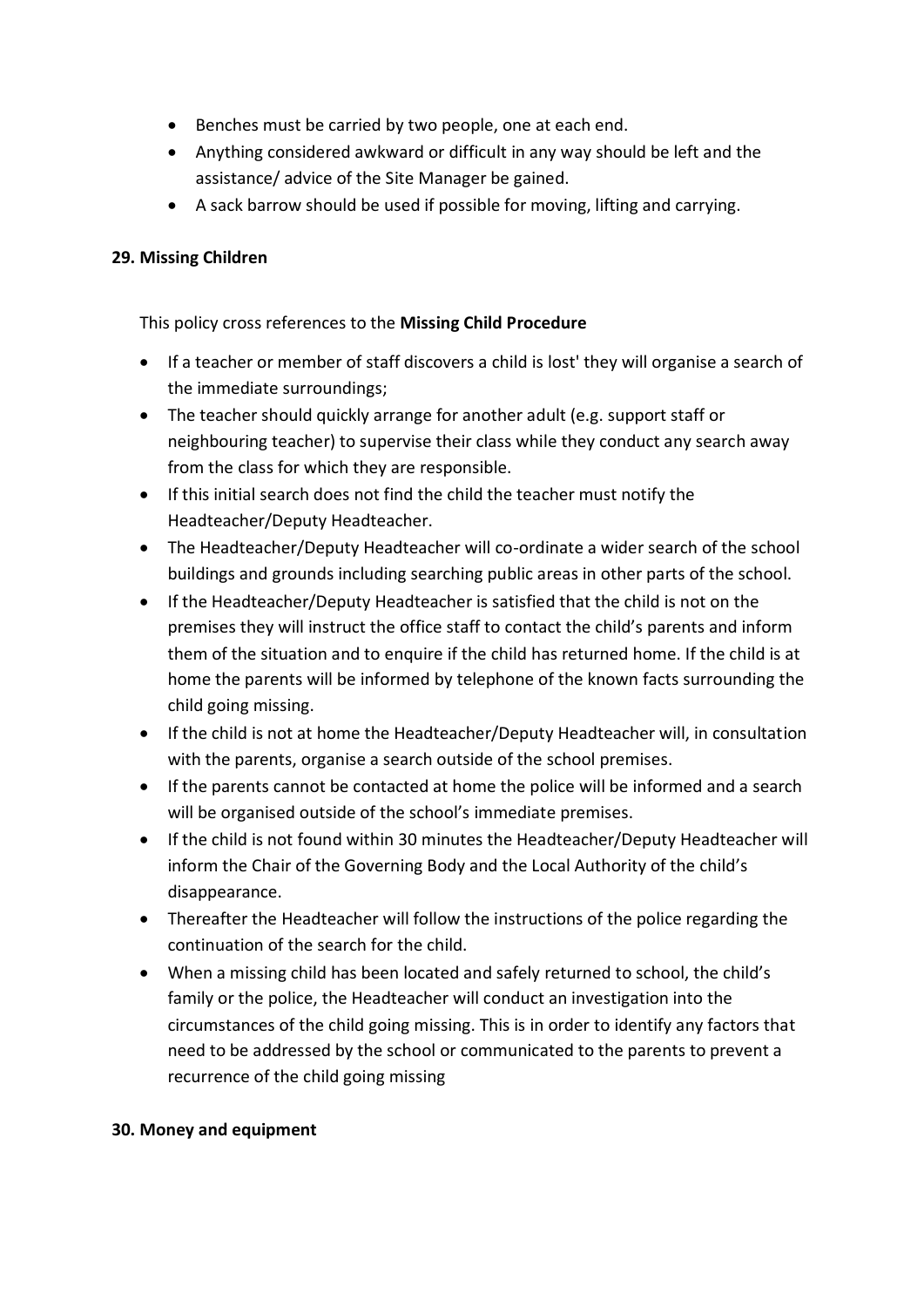- Benches must be carried by two people, one at each end.
- Anything considered awkward or difficult in any way should be left and the assistance/ advice of the Site Manager be gained.
- A sack barrow should be used if possible for moving, lifting and carrying.

**29. Missing Children**

This policy cross references to the **Missing Child Procedure**

- If a teacher or member of staff discovers a child is lost' they will organise a search of the immediate surroundings;
- The teacher should quickly arrange for another adult (e.g. support staff or neighbouring teacher) to supervise their class while they conduct any search away from the class for which they are responsible.
- If this initial search does not find the child the teacher must notify the Headteacher/Deputy Headteacher.
- The Headteacher/Deputy Headteacher will co-ordinate a wider search of the school buildings and grounds including searching public areas in other parts of the school.
- If the Headteacher/Deputy Headteacher is satisfied that the child is not on the premises they will instruct the office staff to contact the child's parents and inform them of the situation and to enquire if the child has returned home. If the child is at home the parents will be informed by telephone of the known facts surrounding the child going missing.
- If the child is not at home the Headteacher/Deputy Headteacher will, in consultation with the parents, organise a search outside of the school premises.
- If the parents cannot be contacted at home the police will be informed and a search will be organised outside of the school's immediate premises.
- If the child is not found within 30 minutes the Headteacher/Deputy Headteacher will inform the Chair of the Governing Body and the Local Authority of the child's disappearance.
- Thereafter the Headteacher will follow the instructions of the police regarding the continuation of the search for the child.
- When a missing child has been located and safely returned to school, the child's family or the police, the Headteacher will conduct an investigation into the circumstances of the child going missing. This is in order to identify any factors that need to be addressed by the school or communicated to the parents to prevent a recurrence of the child going missing

**30. Money and equipment**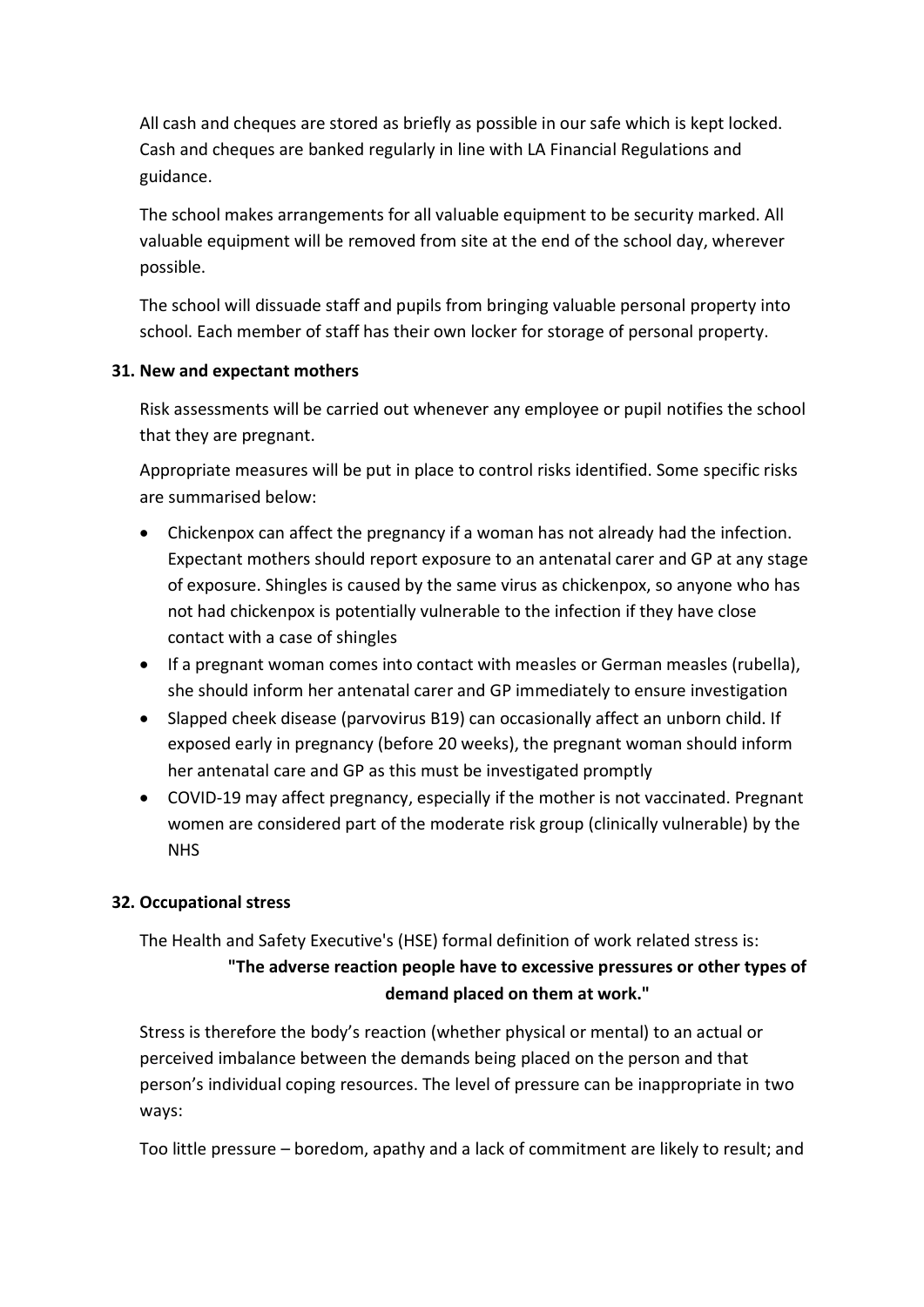All cash and cheques are stored as briefly as possible in our safe which is kept locked. Cash and cheques are banked regularly in line with LA Financial Regulations and guidance.

The school makes arrangements for all valuable equipment to be security marked. All valuable equipment will be removed from site at the end of the school day, wherever possible.

The school will dissuade staff and pupils from bringing valuable personal property into school. Each member of staff has their own locker for storage of personal property.

### 31. New and expectant mothers

Risk assessments will be carried out whenever any employee or pupil notifies the school that they are pregnant.

Appropriate measures will be put in place to control risks identified. Some specific risks are summarised below:

- Chickenpox can affect the pregnancy if a woman has not already had the infection. Expectant mothers should report exposure to an antenatal carer and GP at any stage of exposure. Shingles is caused by the same virus as chickenpox, so anyone who has not had chickenpox is potentially vulnerable to the infection if they have close contact with a case of shingles
- If a pregnant woman comes into contact with measles or German measles (rubella), she should inform her antenatal carer and GP immediately to ensure investigation
- Slapped cheek disease (parvovirus B19) can occasionally affect an unborn child. If exposed early in pregnancy (before 20 weeks), the pregnant woman should inform her antenatal care and GP as this must be investigated promptly
- COVID-19 may affect pregnancy, especially if the mother is not vaccinated. Pregnant women are considered part of the moderate risk group (clinically vulnerable) by the NHS

### 32. Occupational stress

The Health and Safety Executive's (HSE) formal definition of work related stress is:

**"The adverse reaction people have to excessive pressures or other types of demand placed on them at work."**

Stress is therefore the body's reaction (whether physical or mental) to an actual or perceived imbalance between the demands being placed on the person and that person's individual coping resources. The level of pressure can be inappropriate in two ways:

Too little pressure – boredom, apathy and a lack of commitment are likely to result; and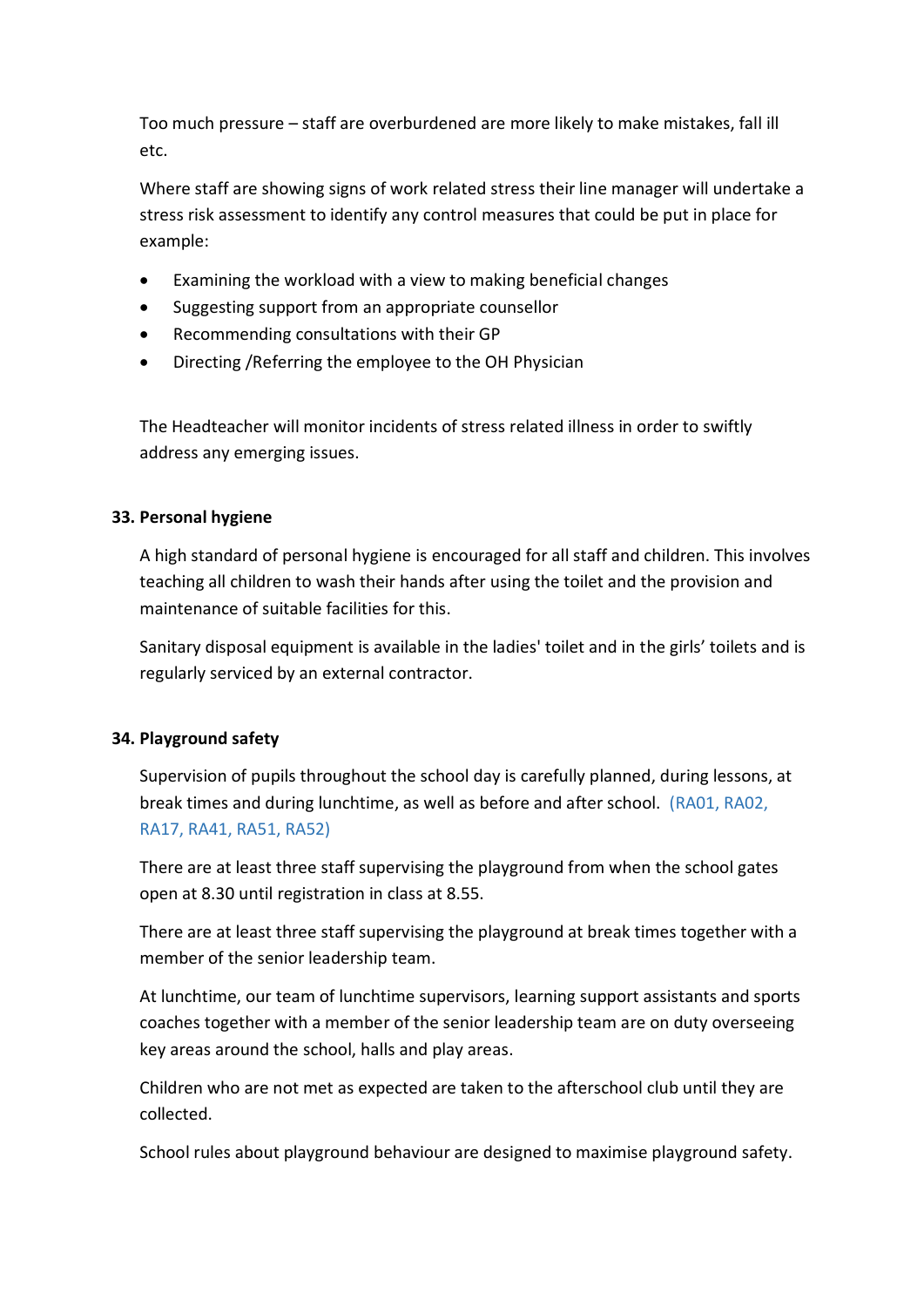Too much pressure – staff are overburdened are more likely to make mistakes, fall ill etc.

Where staff are showing signs of work related stress their line manager will undertake a stress risk assessment to identify any control measures that could be put in place for example:

- Examining the workload with a view to making beneficial changes
- Suggesting support from an appropriate counsellor
- Recommending consultations with their GP
- Directing /Referring the employee to the OH Physician

The Headteacher will monitor incidents of stress related illness in order to swiftly address any emerging issues.

## 33. Personal hygiene

A high standard of personal hygiene is encouraged for all staff and children. This involves teaching all children to wash their hands after using the toilet and the provision and maintenance of suitable facilities for this.

Sanitary disposal equipment is available in the ladies' toilet and in the girls' toilets and is regularly serviced by an external contractor.

## 34. Playground safety

Supervision of pupils throughout the school day is carefully planned, during lessons, at break times and during lunchtime, as well as before and after school. (RA01, RA02, RA17, RA41, RA51, RA52)

There are at least three staff supervising the playground from when the school gates open at 8.30 until registration in class at 8.55.

There are at least three staff supervising the playground at break times together with a member of the senior leadership team.

At lunchtime, our team of lunchtime supervisors, learning support assistants and sports coaches together with a member of the senior leadership team are on duty overseeing key areas around the school, halls and play areas.

Children who are not met as expected are taken to the afterschool club until they are collected.

School rules about playground behaviour are designed to maximise playground safety.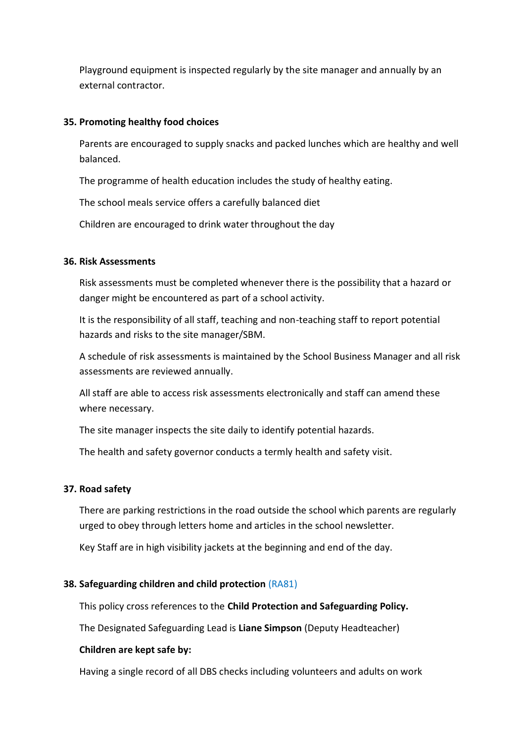Playground equipment is inspected regularly by the site manager and annually by an external contractor.

**35. Promoting healthy food choices**

Parents are encouraged to supply snacks and packed lunches which are healthy and well balanced.

The programme of health education includes the study of healthy eating.

The school meals service offers a carefully balanced diet

Children are encouraged to drink water throughout the day

**36. Risk Assessments**

Risk assessments must be completed whenever there is the possibility that a hazard or danger might be encountered as part of a school activity.

It is the responsibility of all staff, teaching and non-teaching staff to report potential hazards and risks to the site manager/SBM.

A schedule of risk assessments is maintained by the School Business Manager and all risk assessments are reviewed annually.

All staff are able to access risk assessments electronically and staff can amend these where necessary.

The site manager inspects the site daily to identify potential hazards.

The health and safety governor conducts a termly health and safety visit.

**37. Road safety**

There are parking restrictions in the road outside the school which parents are regularly urged to obey through letters home and articles in the school newsletter.

Key Staff are in high visibility jackets at the beginning and end of the day.

**38. Safeguarding children and child protection** (RA81)

This policy cross references to the **Child Protection and Safeguarding Policy.**

The Designated Safeguarding Lead is **Liane Simpson** (Deputy Headteacher)

**Children are kept safe by:**

Having a single record of all DBS checks including volunteers and adults on work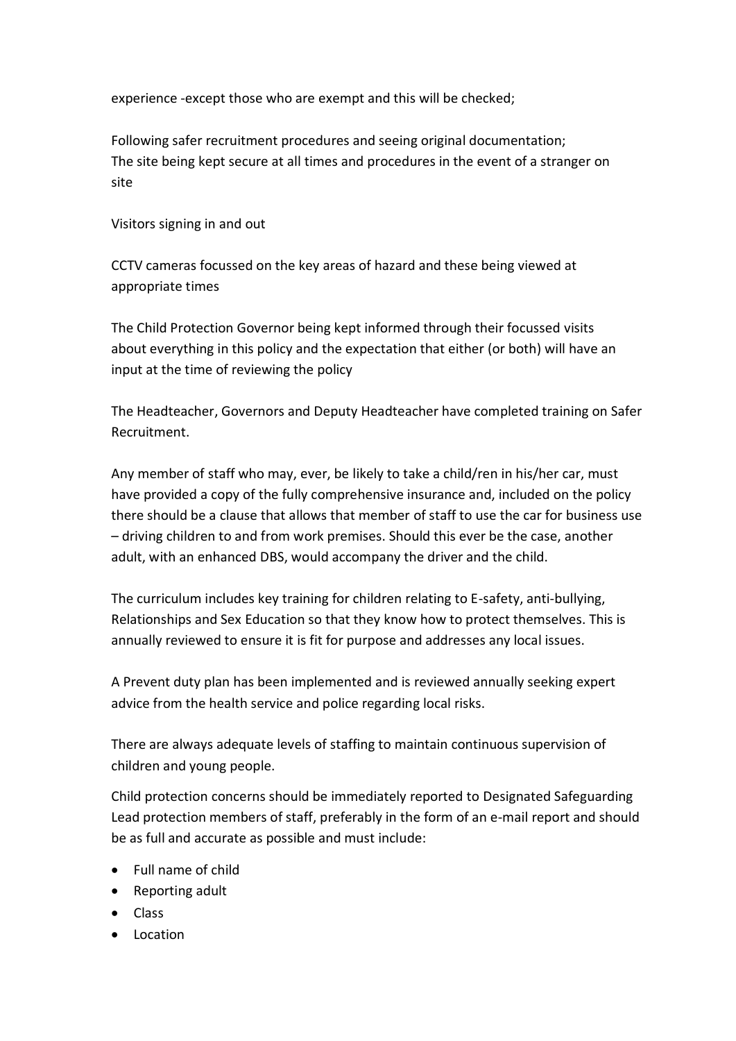experience -except those who are exempt and this will be checked;

Following safer recruitment procedures and seeing original documentation;
The site being kept secure at all times and procedures in the event of a stranger on site

Visitors signing in and out

CCTV cameras focussed on the key areas of hazard and these being viewed at appropriate times

The Child Protection Governor being kept informed through their focussed visits about everything in this policy and the expectation that either (or both) will have an input at the time of reviewing the policy

The Headteacher, Governors and Deputy Headteacher have completed training on Safer Recruitment.

Any member of staff who may, ever, be likely to take a child/ren in his/her car, must have provided a copy of the fully comprehensive insurance and, included on the policy there should be a clause that allows that member of staff to use the car for business use – driving children to and from work premises. Should this ever be the case, another adult, with an enhanced DBS, would accompany the driver and the child.

The curriculum includes key training for children relating to E-safety, anti-bullying, Relationships and Sex Education so that they know how to protect themselves. This is annually reviewed to ensure it is fit for purpose and addresses any local issues.

A Prevent duty plan has been implemented and is reviewed annually seeking expert advice from the health service and police regarding local risks.

There are always adequate levels of staffing to maintain continuous supervision of children and young people.

Child protection concerns should be immediately reported to Designated Safeguarding Lead protection members of staff, preferably in the form of an e-mail report and should be as full and accurate as possible and must include:

- Full name of child
- Reporting adult
- Class
- Location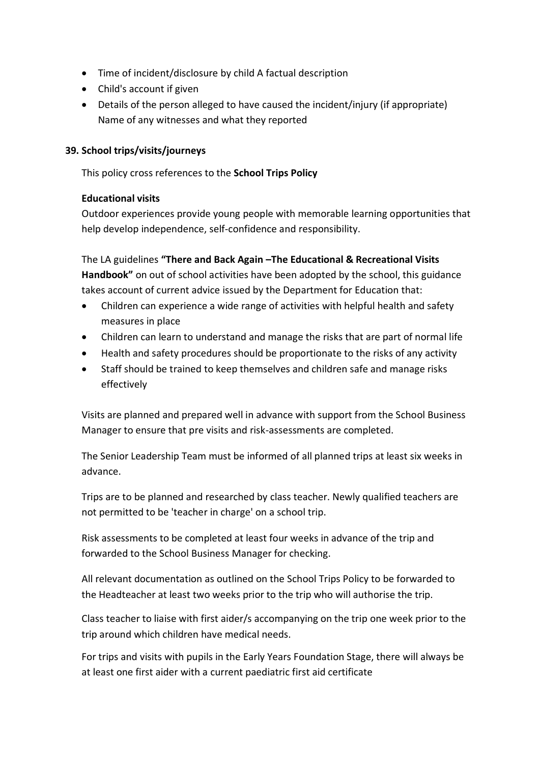- Time of incident/disclosure by child A factual description
- Child's account if given
- Details of the person alleged to have caused the incident/injury (if appropriate) Name of any witnesses and what they reported

## 39. School trips/visits/journeys

This policy cross references to the **School Trips Policy**

**Educational visits**

Outdoor experiences provide young people with memorable learning opportunities that help develop independence, self-confidence and responsibility.

The LA guidelines **"There and Back Again –The Educational & Recreational Visits Handbook"** on out of school activities have been adopted by the school, this guidance takes account of current advice issued by the Department for Education that:

- Children can experience a wide range of activities with helpful health and safety measures in place
- Children can learn to understand and manage the risks that are part of normal life
- Health and safety procedures should be proportionate to the risks of any activity
- Staff should be trained to keep themselves and children safe and manage risks effectively

Visits are planned and prepared well in advance with support from the School Business Manager to ensure that pre visits and risk-assessments are completed.

The Senior Leadership Team must be informed of all planned trips at least six weeks in advance.

Trips are to be planned and researched by class teacher. Newly qualified teachers are not permitted to be 'teacher in charge' on a school trip.

Risk assessments to be completed at least four weeks in advance of the trip and forwarded to the School Business Manager for checking.

All relevant documentation as outlined on the School Trips Policy to be forwarded to the Headteacher at least two weeks prior to the trip who will authorise the trip.

Class teacher to liaise with first aider/s accompanying on the trip one week prior to the trip around which children have medical needs.

For trips and visits with pupils in the Early Years Foundation Stage, there will always be at least one first aider with a current paediatric first aid certificate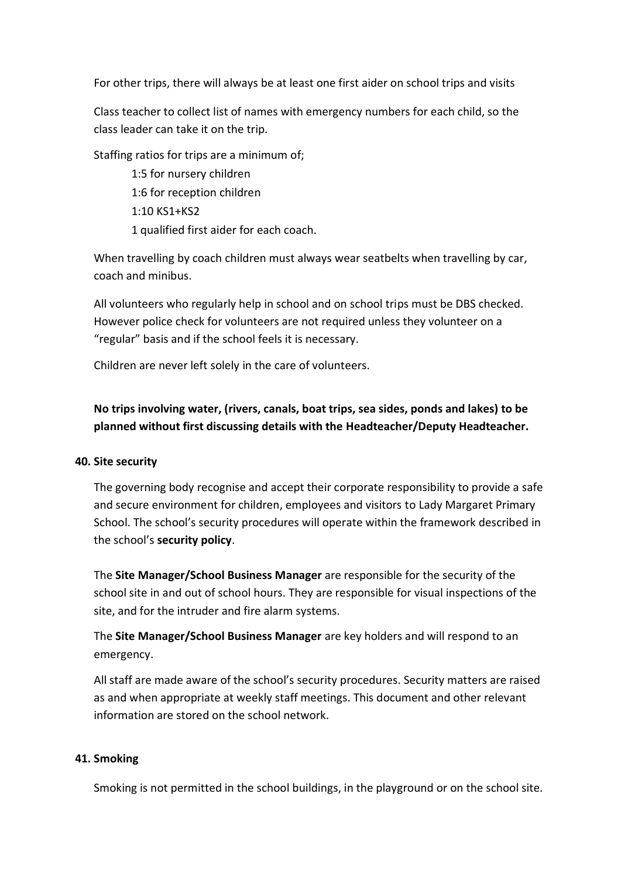For other trips, there will always be at least one first aider on school trips and visits

Class teacher to collect list of names with emergency numbers for each child, so the class leader can take it on the trip.

Staffing ratios for trips are a minimum of;

- 1:5 for nursery children
- 1:6 for reception children
- 1:10 KS1+KS2
- 1 qualified first aider for each coach.

When travelling by coach children must always wear seatbelts when travelling by car, coach and minibus.

All volunteers who regularly help in school and on school trips must be DBS checked. However police check for volunteers are not required unless they volunteer on a "regular" basis and if the school feels it is necessary.

Children are never left solely in the care of volunteers.

**No trips involving water, (rivers, canals, boat trips, sea sides, ponds and lakes) to be planned without first discussing details with the Headteacher/Deputy Headteacher.**

### 40. Site security

The governing body recognise and accept their corporate responsibility to provide a safe and secure environment for children, employees and visitors to Lady Margaret Primary School. The school's security procedures will operate within the framework described in the school's **security policy**.

The **Site Manager/School Business Manager** are responsible for the security of the school site in and out of school hours. They are responsible for visual inspections of the site, and for the intruder and fire alarm systems.

The **Site Manager/School Business Manager** are key holders and will respond to an emergency.

All staff are made aware of the school's security procedures. Security matters are raised as and when appropriate at weekly staff meetings. This document and other relevant information are stored on the school network.

### 41. Smoking

Smoking is not permitted in the school buildings, in the playground or on the school site.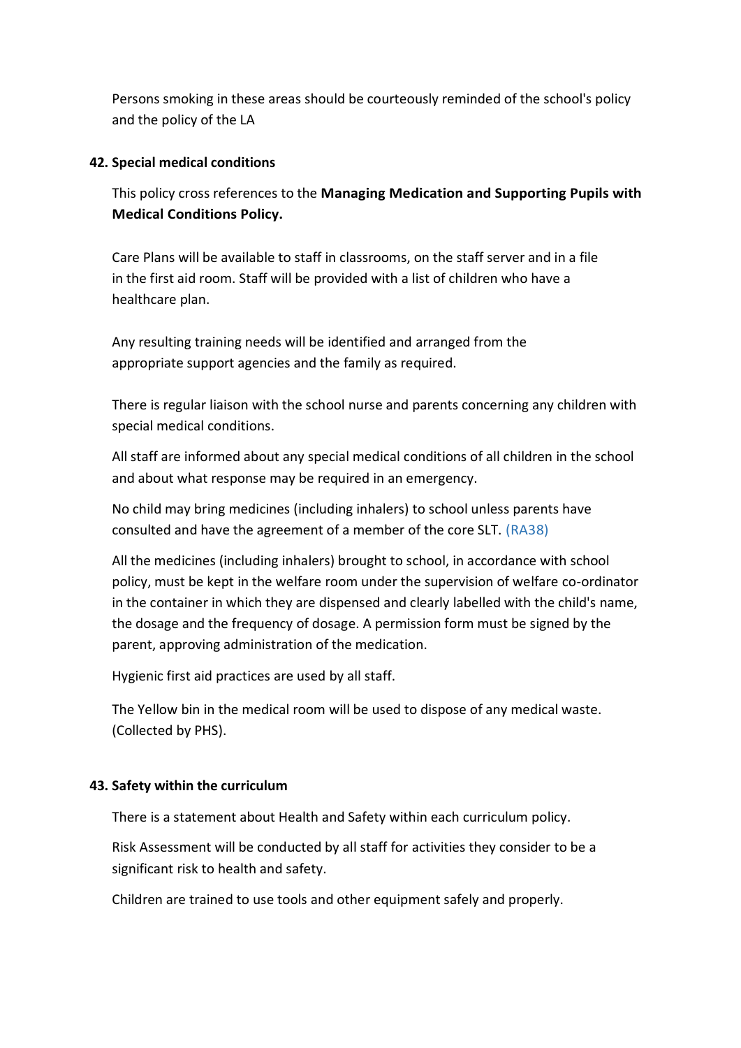Persons smoking in these areas should be courteously reminded of the school's policy and the policy of the LA

**42. Special medical conditions**

This policy cross references to the **Managing Medication and Supporting Pupils with Medical Conditions Policy.**

Care Plans will be available to staff in classrooms, on the staff server and in a file in the first aid room. Staff will be provided with a list of children who have a healthcare plan.

Any resulting training needs will be identified and arranged from the appropriate support agencies and the family as required.

There is regular liaison with the school nurse and parents concerning any children with special medical conditions.

All staff are informed about any special medical conditions of all children in the school and about what response may be required in an emergency.

No child may bring medicines (including inhalers) to school unless parents have consulted and have the agreement of a member of the core SLT. (RA38)

All the medicines (including inhalers) brought to school, in accordance with school policy, must be kept in the welfare room under the supervision of welfare co-ordinator in the container in which they are dispensed and clearly labelled with the child's name, the dosage and the frequency of dosage. A permission form must be signed by the parent, approving administration of the medication.

Hygienic first aid practices are used by all staff.

The Yellow bin in the medical room will be used to dispose of any medical waste. (Collected by PHS).

**43. Safety within the curriculum**

There is a statement about Health and Safety within each curriculum policy.

Risk Assessment will be conducted by all staff for activities they consider to be a significant risk to health and safety.

Children are trained to use tools and other equipment safely and properly.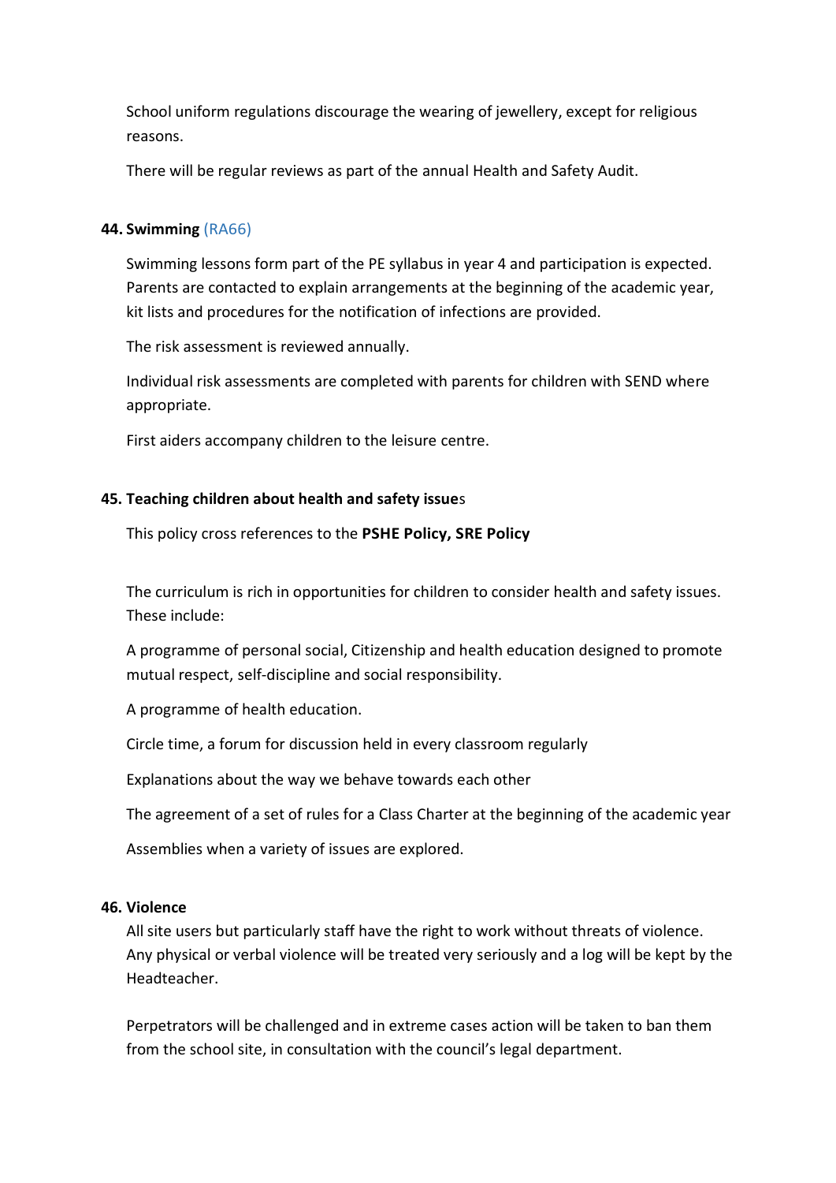School uniform regulations discourage the wearing of jewellery, except for religious reasons.

There will be regular reviews as part of the annual Health and Safety Audit.

### 44. Swimming (RA66)

Swimming lessons form part of the PE syllabus in year 4 and participation is expected. Parents are contacted to explain arrangements at the beginning of the academic year, kit lists and procedures for the notification of infections are provided.

The risk assessment is reviewed annually.

Individual risk assessments are completed with parents for children with SEND where appropriate.

First aiders accompany children to the leisure centre.

### 45. Teaching children about health and safety issues

This policy cross references to the **PSHE Policy, SRE Policy**

The curriculum is rich in opportunities for children to consider health and safety issues. These include:

A programme of personal social, Citizenship and health education designed to promote mutual respect, self-discipline and social responsibility.

A programme of health education.

Circle time, a forum for discussion held in every classroom regularly

Explanations about the way we behave towards each other

The agreement of a set of rules for a Class Charter at the beginning of the academic year

Assemblies when a variety of issues are explored.

### 46. Violence

All site users but particularly staff have the right to work without threats of violence. Any physical or verbal violence will be treated very seriously and a log will be kept by the Headteacher.

Perpetrators will be challenged and in extreme cases action will be taken to ban them from the school site, in consultation with the council's legal department.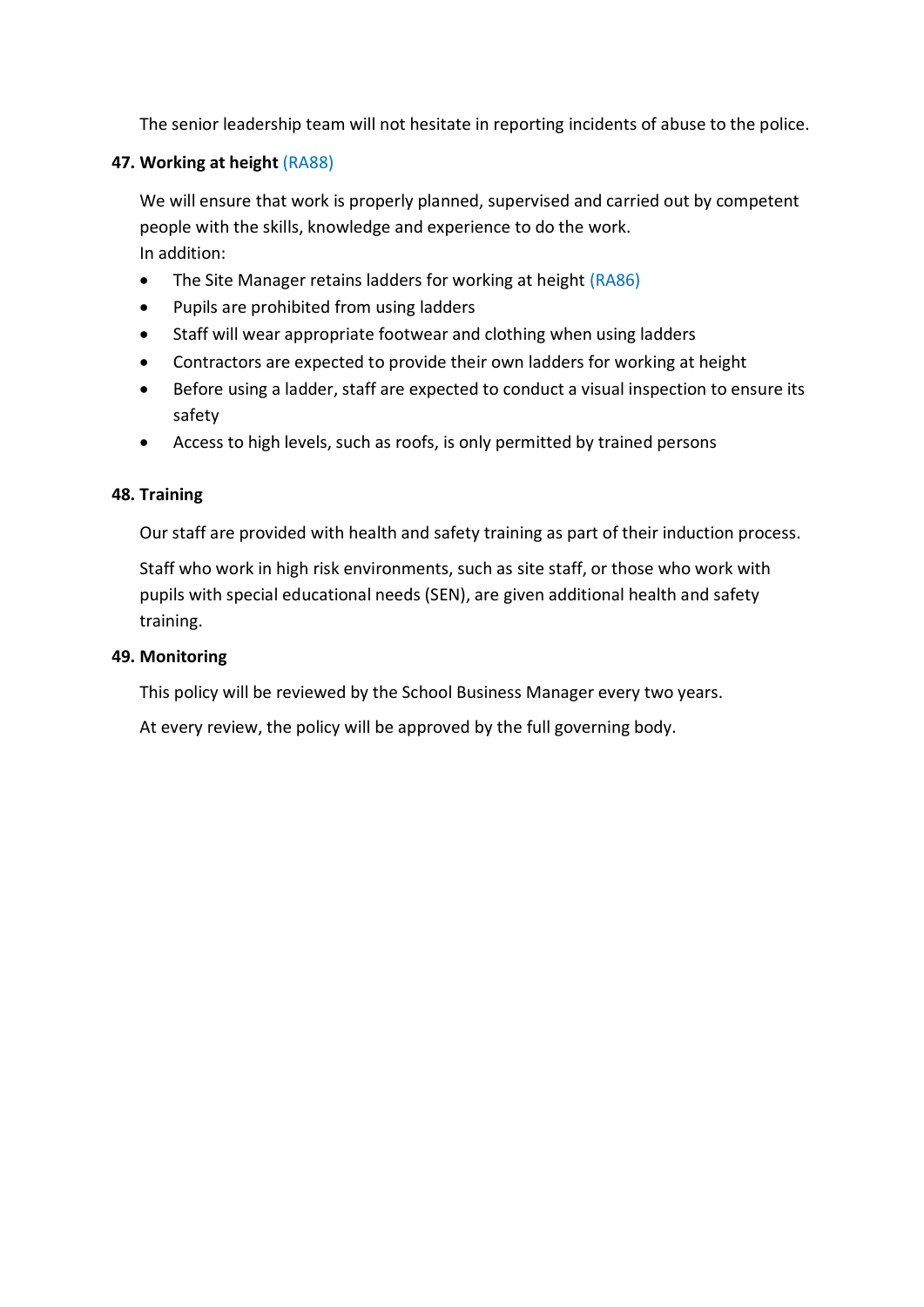The senior leadership team will not hesitate in reporting incidents of abuse to the police.

## 47. Working at height (RA88)

We will ensure that work is properly planned, supervised and carried out by competent people with the skills, knowledge and experience to do the work.
In addition:

- The Site Manager retains ladders for working at height (RA86)
- Pupils are prohibited from using ladders
- Staff will wear appropriate footwear and clothing when using ladders
- Contractors are expected to provide their own ladders for working at height
- Before using a ladder, staff are expected to conduct a visual inspection to ensure its safety
- Access to high levels, such as roofs, is only permitted by trained persons

## 48. Training

Our staff are provided with health and safety training as part of their induction process.

Staff who work in high risk environments, such as site staff, or those who work with pupils with special educational needs (SEN), are given additional health and safety training.

## 49. Monitoring

This policy will be reviewed by the School Business Manager every two years.

At every review, the policy will be approved by the full governing body.